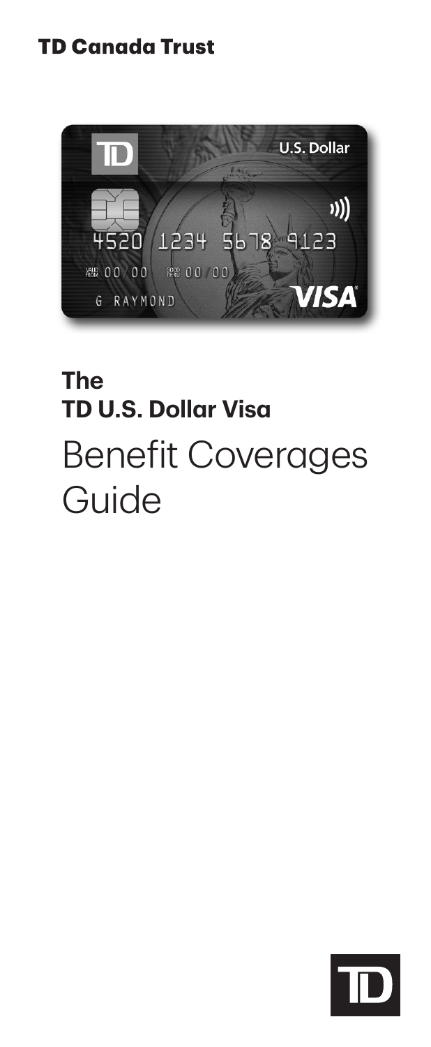**TD Canada Trust**

# The TD U.S. Dollar Visa

# Benefit Coverages Guide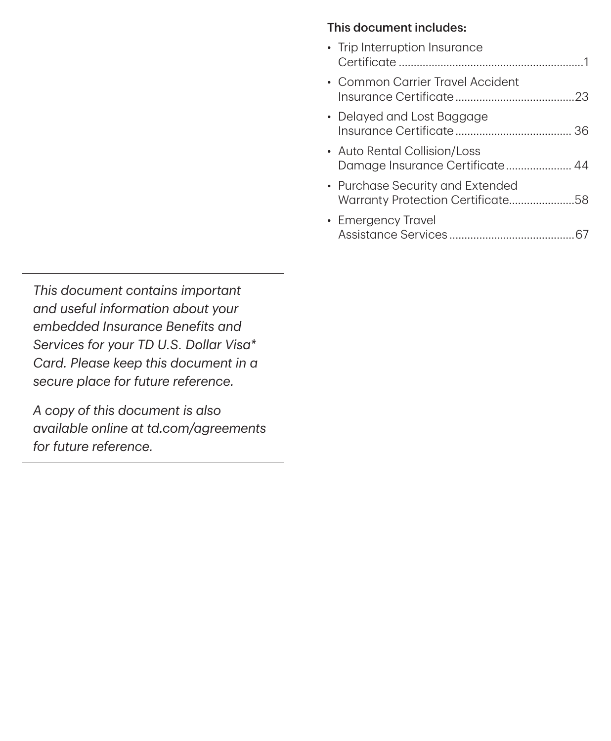**This document includes:**

- Trip Interruption Insurance Certificate ....................1
- Common Carrier Travel Accident Insurance Certificate ....................23
- Delayed and Lost Baggage Insurance Certificate .................... 36
- Auto Rental Collision/Loss Damage Insurance Certificate .................... 44
- Purchase Security and Extended Warranty Protection Certificate....................58
- Emergency Travel Assistance Services ....................67

*This document contains important and useful information about your embedded Insurance Benefits and Services for your TD U.S. Dollar Visa* Card. Please keep this document in a secure place for future reference.*

*A copy of this document is also available online at td.com/agreements for future reference.*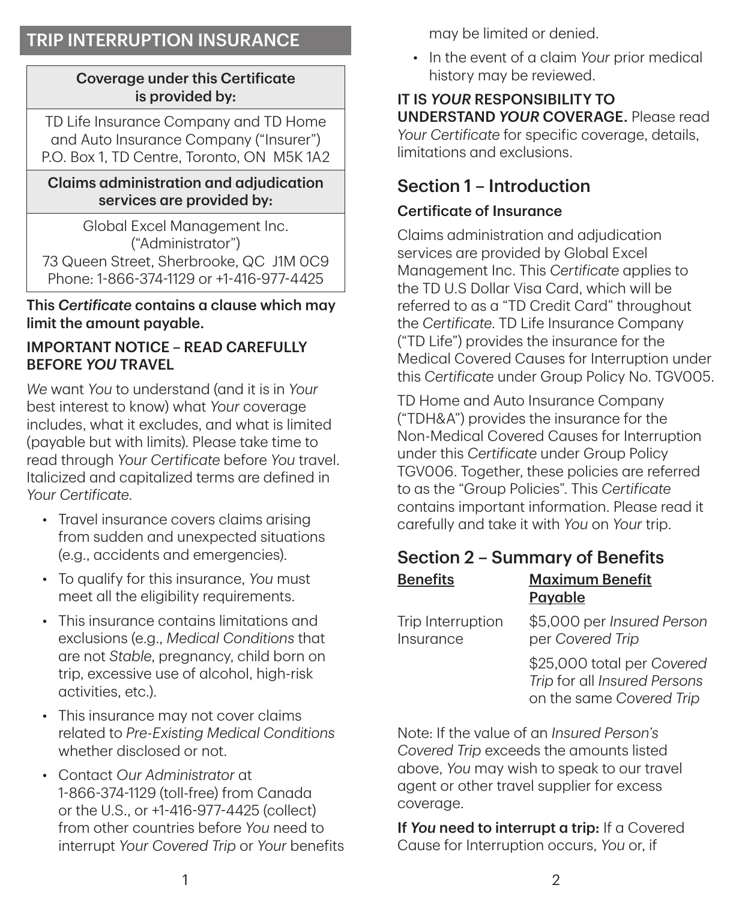# TRIP INTERRUPTION INSURANCE

| Coverage under this Certificate is provided by: |
|---|
| TD Life Insurance Company and TD Home and Auto Insurance Company ("Insurer") P.O. Box 1, TD Centre, Toronto, ON M5K 1A2 |
| **Claims administration and adjudication services are provided by:** |
| Global Excel Management Inc. ("Administrator") 73 Queen Street, Sherbrooke, QC J1M 0C9 Phone: 1-866-374-1129 or +1-416-977-4425 |

**This *Certificate* contains a clause which may limit the amount payable.**

**IMPORTANT NOTICE – READ CAREFULLY BEFORE *YOU* TRAVEL**

*We* want *You* to understand (and it is in *Your* best interest to know) what *Your* coverage includes, what it excludes, and what is limited (payable but with limits). Please take time to read through *Your Certificate* before *You* travel. Italicized and capitalized terms are defined in *Your Certificate*.

- Travel insurance covers claims arising from sudden and unexpected situations (e.g., accidents and emergencies).
- To qualify for this insurance, *You* must meet all the eligibility requirements.
- This insurance contains limitations and exclusions (e.g., *Medical Conditions* that are not *Stable*, pregnancy, child born on trip, excessive use of alcohol, high-risk activities, etc.).
- This insurance may not cover claims related to *Pre-Existing Medical Conditions* whether disclosed or not.
- Contact *Our Administrator* at 1-866-374-1129 (toll-free) from Canada or the U.S., or +1-416-977-4425 (collect) from other countries before *You* need to interrupt *Your Covered Trip* or *Your* benefits may be limited or denied.
- In the event of a claim *Your* prior medical history may be reviewed.

**IT IS *YOUR* RESPONSIBILITY TO UNDERSTAND *YOUR* COVERAGE.** Please read *Your Certificate* for specific coverage, details, limitations and exclusions.

## Section 1 – Introduction

### Certificate of Insurance

Claims administration and adjudication services are provided by Global Excel Management Inc. This *Certificate* applies to the TD U.S Dollar Visa Card, which will be referred to as a "TD Credit Card" throughout the *Certificate*. TD Life Insurance Company ("TD Life") provides the insurance for the Medical Covered Causes for Interruption under this *Certificate* under Group Policy No. TGV005.

TD Home and Auto Insurance Company ("TDH&A") provides the insurance for the Non-Medical Covered Causes for Interruption under this *Certificate* under Group Policy TGV006. Together, these policies are referred to as the "Group Policies". This *Certificate* contains important information. Please read it carefully and take it with *You* on *Your* trip.

## Section 2 – Summary of Benefits

| Benefits | Maximum Benefit Payable |
|---|---|
| Trip Interruption Insurance | $5,000 per *Insured Person* per *Covered Trip* |
| | $25,000 total per *Covered Trip* for all *Insured Persons* on the same *Covered Trip* |

Note: If the value of an *Insured Person's Covered Trip* exceeds the amounts listed above, *You* may wish to speak to our travel agent or other travel supplier for excess coverage.

**If *You* need to interrupt a trip:** If a Covered Cause for Interruption occurs, *You* or, if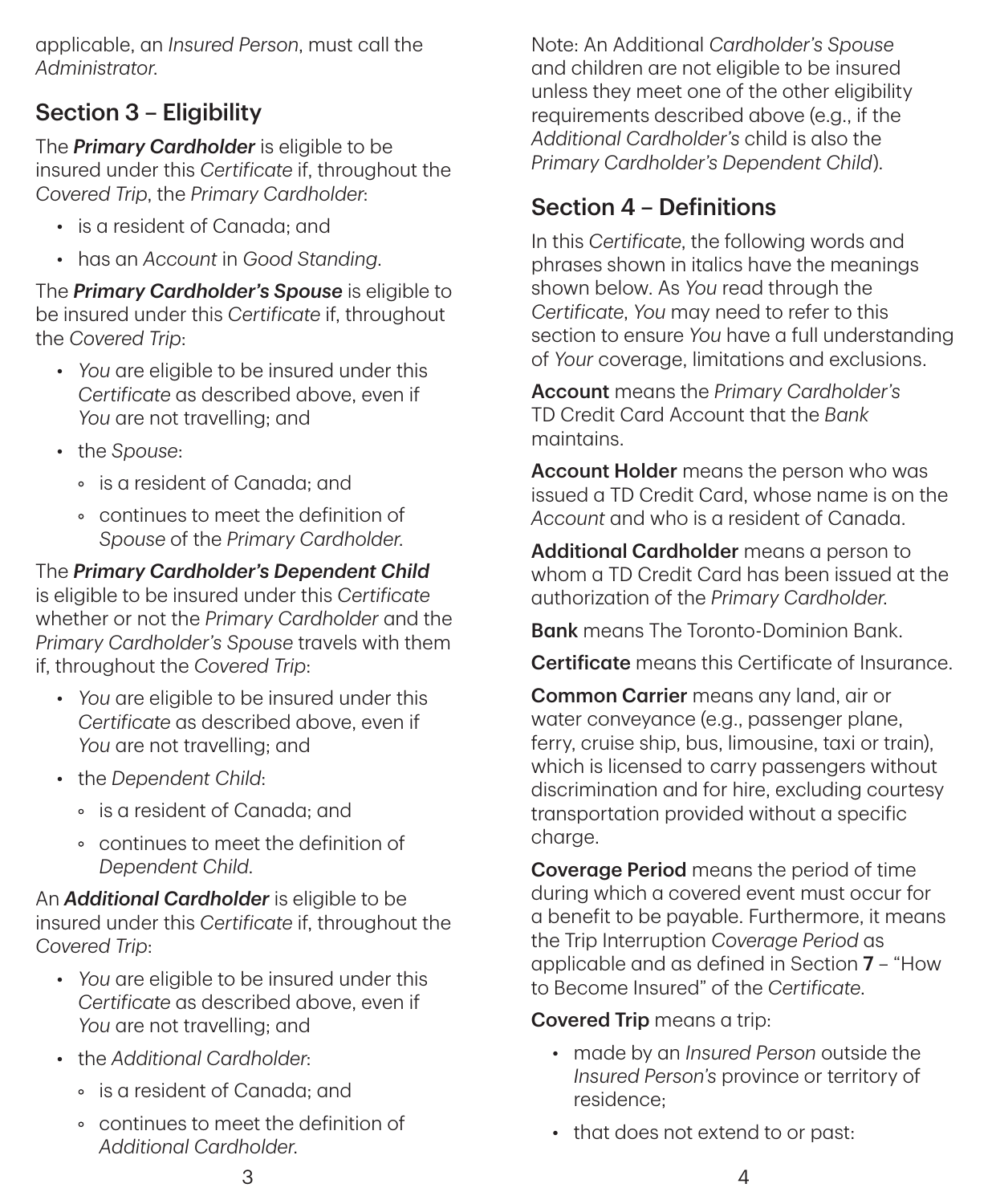applicable, an *Insured Person*, must call the *Administrator*.

## Section 3 – Eligibility

The ***Primary Cardholder*** is eligible to be insured under this *Certificate* if, throughout the *Covered Trip*, the *Primary Cardholder*:

- is a resident of Canada; and
- has an *Account* in *Good Standing*.

The ***Primary Cardholder's Spouse*** is eligible to be insured under this *Certificate* if, throughout the *Covered Trip*:

- *You* are eligible to be insured under this *Certificate* as described above, even if *You* are not travelling; and
- the *Spouse*:
  - is a resident of Canada; and
  - continues to meet the definition of *Spouse* of the *Primary Cardholder*.

The ***Primary Cardholder's Dependent Child*** is eligible to be insured under this *Certificate* whether or not the *Primary Cardholder* and the *Primary Cardholder's Spouse* travels with them if, throughout the *Covered Trip*:

- *You* are eligible to be insured under this *Certificate* as described above, even if *You* are not travelling; and
- the *Dependent Child*:
  - is a resident of Canada; and
  - continues to meet the definition of *Dependent Child*.

An ***Additional Cardholder*** is eligible to be insured under this *Certificate* if, throughout the *Covered Trip*:

- *You* are eligible to be insured under this *Certificate* as described above, even if *You* are not travelling; and
- the *Additional Cardholder*:
  - is a resident of Canada; and
  - continues to meet the definition of *Additional Cardholder*.

Note: An Additional *Cardholder's Spouse* and children are not eligible to be insured unless they meet one of the other eligibility requirements described above (e.g., if the *Additional Cardholder's* child is also the *Primary Cardholder's Dependent Child*).

## Section 4 – Definitions

In this *Certificate*, the following words and phrases shown in italics have the meanings shown below. As *You* read through the *Certificate*, *You* may need to refer to this section to ensure *You* have a full understanding of *Your* coverage, limitations and exclusions.

**Account** means the *Primary Cardholder's* TD Credit Card Account that the *Bank* maintains.

**Account Holder** means the person who was issued a TD Credit Card, whose name is on the *Account* and who is a resident of Canada.

**Additional Cardholder** means a person to whom a TD Credit Card has been issued at the authorization of the *Primary Cardholder*.

**Bank** means The Toronto-Dominion Bank.

**Certificate** means this Certificate of Insurance.

**Common Carrier** means any land, air or water conveyance (e.g., passenger plane, ferry, cruise ship, bus, limousine, taxi or train), which is licensed to carry passengers without discrimination and for hire, excluding courtesy transportation provided without a specific charge.

**Coverage Period** means the period of time during which a covered event must occur for a benefit to be payable. Furthermore, it means the Trip Interruption *Coverage Period* as applicable and as defined in Section **7** – "How to Become Insured" of the *Certificate*.

**Covered Trip** means a trip:

- made by an *Insured Person* outside the *Insured Person's* province or territory of residence;
- that does not extend to or past: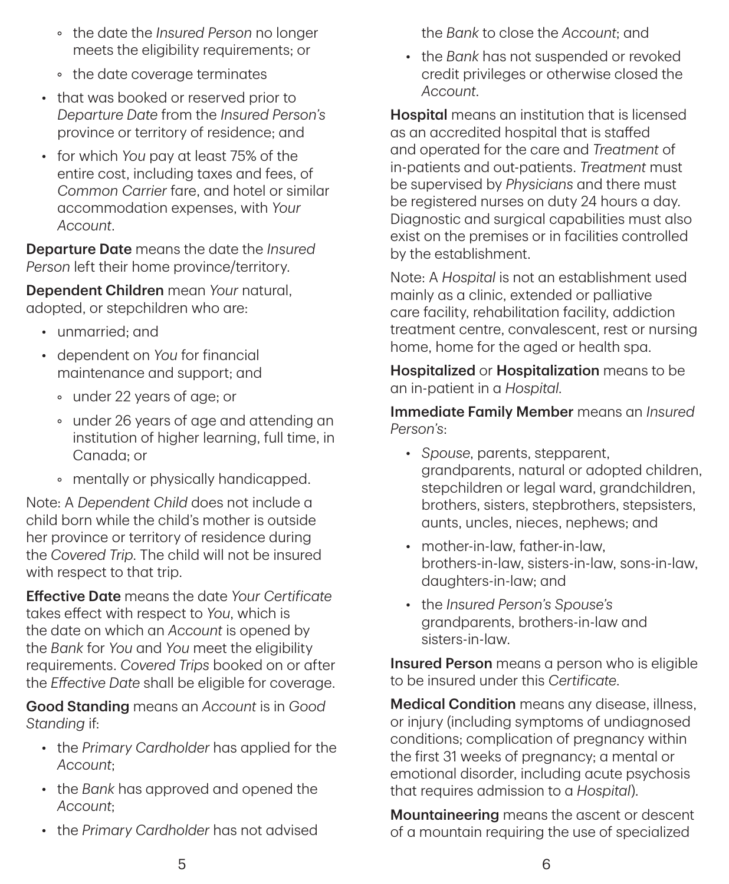- the date the *Insured Person* no longer meets the eligibility requirements; or
    - the date coverage terminates
- that was booked or reserved prior to *Departure Date* from the *Insured Person's* province or territory of residence; and
- for which *You* pay at least 75% of the entire cost, including taxes and fees, of *Common Carrier* fare, and hotel or similar accommodation expenses, with *Your Account*.

**Departure Date** means the date the *Insured Person* left their home province/territory.

**Dependent Children** mean *Your* natural, adopted, or stepchildren who are:

- unmarried; and
- dependent on *You* for financial maintenance and support; and
    - under 22 years of age; or
    - under 26 years of age and attending an institution of higher learning, full time, in Canada; or
    - mentally or physically handicapped.

Note: A *Dependent Child* does not include a child born while the child's mother is outside her province or territory of residence during the *Covered Trip*. The child will not be insured with respect to that trip.

**Effective Date** means the date *Your Certificate* takes effect with respect to *You*, which is the date on which an *Account* is opened by the *Bank* for *You* and *You* meet the eligibility requirements. *Covered Trips* booked on or after the *Effective Date* shall be eligible for coverage.

**Good Standing** means an *Account* is in *Good Standing* if:

- the *Primary Cardholder* has applied for the *Account*;
- the *Bank* has approved and opened the *Account*;
- the *Primary Cardholder* has not advised the *Bank* to close the *Account*; and
- the *Bank* has not suspended or revoked credit privileges or otherwise closed the *Account*.

**Hospital** means an institution that is licensed as an accredited hospital that is staffed and operated for the care and *Treatment* of in-patients and out-patients. *Treatment* must be supervised by *Physicians* and there must be registered nurses on duty 24 hours a day. Diagnostic and surgical capabilities must also exist on the premises or in facilities controlled by the establishment.

Note: A *Hospital* is not an establishment used mainly as a clinic, extended or palliative care facility, rehabilitation facility, addiction treatment centre, convalescent, rest or nursing home, home for the aged or health spa.

**Hospitalized** or **Hospitalization** means to be an in-patient in a *Hospital*.

**Immediate Family Member** means an *Insured Person's*:

- *Spouse*, parents, stepparent, grandparents, natural or adopted children, stepchildren or legal ward, grandchildren, brothers, sisters, stepbrothers, stepsisters, aunts, uncles, nieces, nephews; and
- mother-in-law, father-in-law, brothers-in-law, sisters-in-law, sons-in-law, daughters-in-law; and
- the *Insured Person's Spouse's* grandparents, brothers-in-law and sisters-in-law.

**Insured Person** means a person who is eligible to be insured under this *Certificate*.

**Medical Condition** means any disease, illness, or injury (including symptoms of undiagnosed conditions; complication of pregnancy within the first 31 weeks of pregnancy; a mental or emotional disorder, including acute psychosis that requires admission to a *Hospital*).

**Mountaineering** means the ascent or descent of a mountain requiring the use of specialized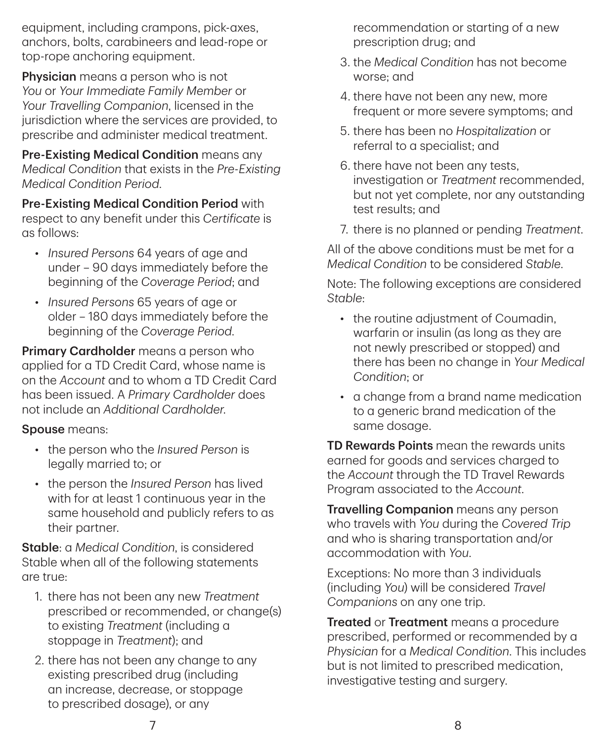equipment, including crampons, pick-axes, anchors, bolts, carabineers and lead-rope or top-rope anchoring equipment.

**Physician** means a person who is not *You* or *Your Immediate Family Member* or *Your Travelling Companion*, licensed in the jurisdiction where the services are provided, to prescribe and administer medical treatment.

**Pre-Existing Medical Condition** means any *Medical Condition* that exists in the *Pre-Existing Medical Condition Period*.

**Pre-Existing Medical Condition Period** with respect to any benefit under this *Certificate* is as follows:

- *Insured Persons* 64 years of age and under – 90 days immediately before the beginning of the *Coverage Period*; and
- *Insured Persons* 65 years of age or older – 180 days immediately before the beginning of the *Coverage Period*.

**Primary Cardholder** means a person who applied for a TD Credit Card, whose name is on the *Account* and to whom a TD Credit Card has been issued. A *Primary Cardholder* does not include an *Additional Cardholder*.

**Spouse** means:

- the person who the *Insured Person* is legally married to; or
- the person the *Insured Person* has lived with for at least 1 continuous year in the same household and publicly refers to as their partner.

**Stable**: a *Medical Condition*, is considered Stable when all of the following statements are true:

1. there has not been any new *Treatment* prescribed or recommended, or change(s) to existing *Treatment* (including a stoppage in *Treatment*); and
2. there has not been any change to any existing prescribed drug (including an increase, decrease, or stoppage to prescribed dosage), or any recommendation or starting of a new prescription drug; and
3. the *Medical Condition* has not become worse; and
4. there have not been any new, more frequent or more severe symptoms; and
5. there has been no *Hospitalization* or referral to a specialist; and
6. there have not been any tests, investigation or *Treatment* recommended, but not yet complete, nor any outstanding test results; and
7. there is no planned or pending *Treatment*.

All of the above conditions must be met for a *Medical Condition* to be considered *Stable*.

Note: The following exceptions are considered *Stable*:

- the routine adjustment of Coumadin, warfarin or insulin (as long as they are not newly prescribed or stopped) and there has been no change in *Your Medical Condition*; or
- a change from a brand name medication to a generic brand medication of the same dosage.

**TD Rewards Points** mean the rewards units earned for goods and services charged to the *Account* through the TD Travel Rewards Program associated to the *Account*.

**Travelling Companion** means any person who travels with *You* during the *Covered Trip* and who is sharing transportation and/or accommodation with *You*.

Exceptions: No more than 3 individuals (including *You*) will be considered *Travel Companions* on any one trip.

**Treated** or **Treatment** means a procedure prescribed, performed or recommended by a *Physician* for a *Medical Condition*. This includes but is not limited to prescribed medication, investigative testing and surgery.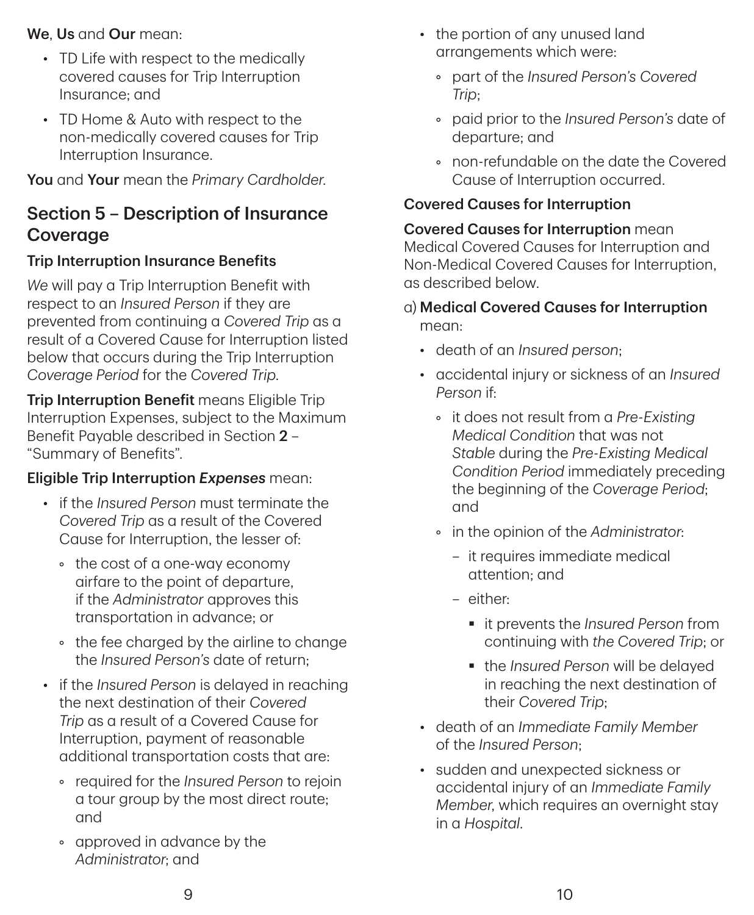**We**, **Us** and **Our** mean:

- TD Life with respect to the medically covered causes for Trip Interruption Insurance; and
- TD Home & Auto with respect to the non-medically covered causes for Trip Interruption Insurance.

**You** and **Your** mean the *Primary Cardholder*.

## Section 5 – Description of Insurance Coverage

### Trip Interruption Insurance Benefits

*We* will pay a Trip Interruption Benefit with respect to an *Insured Person* if they are prevented from continuing a *Covered Trip* as a result of a Covered Cause for Interruption listed below that occurs during the Trip Interruption *Coverage Period* for the *Covered Trip*.

**Trip Interruption Benefit** means Eligible Trip Interruption Expenses, subject to the Maximum Benefit Payable described in Section **2** – "Summary of Benefits".

**Eligible Trip Interruption *Expenses*** mean:

- if the *Insured Person* must terminate the *Covered Trip* as a result of the Covered Cause for Interruption, the lesser of:
  - the cost of a one-way economy airfare to the point of departure, if the *Administrator* approves this transportation in advance; or
  - the fee charged by the airline to change the *Insured Person's* date of return;
- if the *Insured Person* is delayed in reaching the next destination of their *Covered Trip* as a result of a Covered Cause for Interruption, payment of reasonable additional transportation costs that are:
  - required for the *Insured Person* to rejoin a tour group by the most direct route; and
  - approved in advance by the *Administrator*; and
- the portion of any unused land arrangements which were:
  - part of the *Insured Person's Covered Trip*;
  - paid prior to the *Insured Person's* date of departure; and
  - non-refundable on the date the Covered Cause of Interruption occurred.

### Covered Causes for Interruption

**Covered Causes for Interruption** mean Medical Covered Causes for Interruption and Non-Medical Covered Causes for Interruption, as described below.

a) **Medical Covered Causes for Interruption** mean:

- death of an *Insured person*;
- accidental injury or sickness of an *Insured Person* if:
  - it does not result from a *Pre-Existing Medical Condition* that was not *Stable* during the *Pre-Existing Medical Condition Period* immediately preceding the beginning of the *Coverage Period*; and
  - in the opinion of the *Administrator*:
    - it requires immediate medical attention; and
    - either:
      - it prevents the *Insured Person* from continuing with *the Covered Trip*; or
      - the *Insured Person* will be delayed in reaching the next destination of their *Covered Trip*;
- death of an *Immediate Family Member* of the *Insured Person*;
- sudden and unexpected sickness or accidental injury of an *Immediate Family Member*, which requires an overnight stay in a *Hospital*.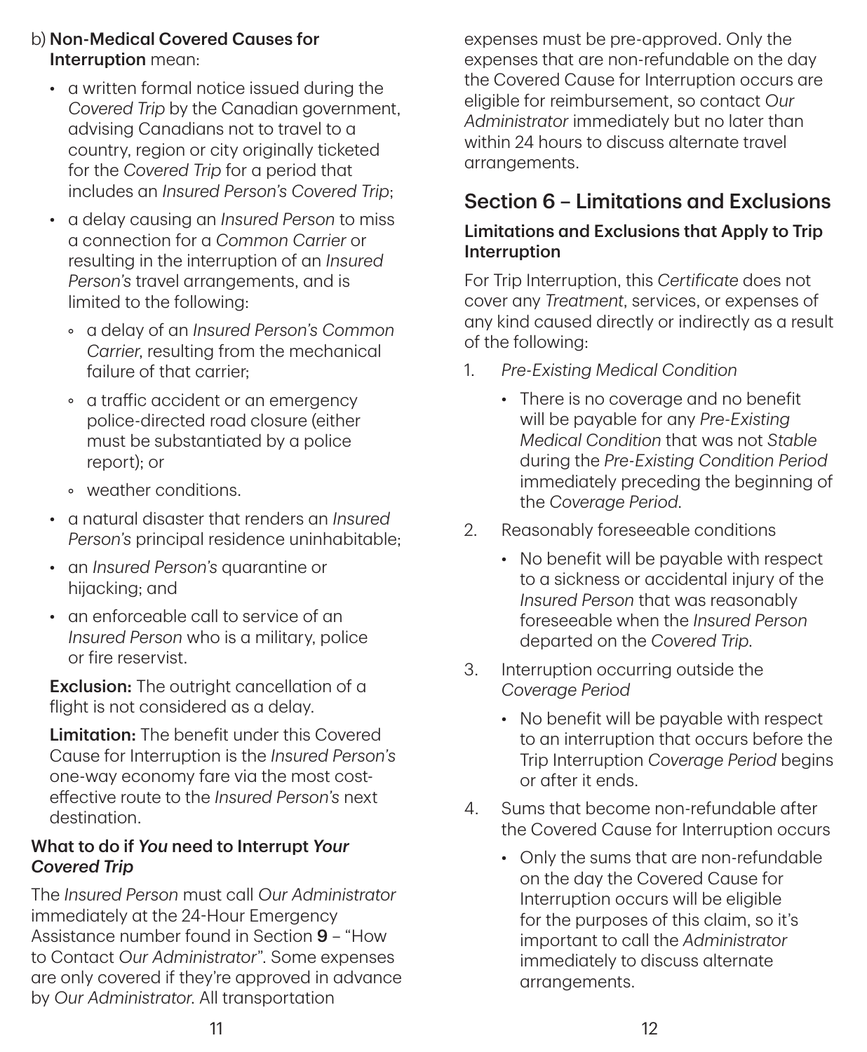b) **Non-Medical Covered Causes for Interruption** mean:

- a written formal notice issued during the *Covered Trip* by the Canadian government, advising Canadians not to travel to a country, region or city originally ticketed for the *Covered Trip* for a period that includes an *Insured Person's Covered Trip*;
- a delay causing an *Insured Person* to miss a connection for a *Common Carrier* or resulting in the interruption of an *Insured Person's* travel arrangements, and is limited to the following:
    - a delay of an *Insured Person's Common Carrier*, resulting from the mechanical failure of that carrier;
    - a traffic accident or an emergency police-directed road closure (either must be substantiated by a police report); or
    - weather conditions.
- a natural disaster that renders an *Insured Person's* principal residence uninhabitable;
- an *Insured Person's* quarantine or hijacking; and
- an enforceable call to service of an *Insured Person* who is a military, police or fire reservist.

**Exclusion:** The outright cancellation of a flight is not considered as a delay.

**Limitation:** The benefit under this Covered Cause for Interruption is the *Insured Person's* one-way economy fare via the most cost-effective route to the *Insured Person's* next destination.

### What to do if *You* need to Interrupt *Your Covered Trip*

The *Insured Person* must call *Our Administrator* immediately at the 24-Hour Emergency Assistance number found in Section **9** – "How to Contact *Our Administrator*". Some expenses are only covered if they're approved in advance by *Our Administrator*. All transportation expenses must be pre-approved. Only the expenses that are non-refundable on the day the Covered Cause for Interruption occurs are eligible for reimbursement, so contact *Our Administrator* immediately but no later than within 24 hours to discuss alternate travel arrangements.

## Section 6 – Limitations and Exclusions

### Limitations and Exclusions that Apply to Trip Interruption

For Trip Interruption, this *Certificate* does not cover any *Treatment*, services, or expenses of any kind caused directly or indirectly as a result of the following:

1. *Pre-Existing Medical Condition*
    - There is no coverage and no benefit will be payable for any *Pre-Existing Medical Condition* that was not *Stable* during the *Pre-Existing Condition Period* immediately preceding the beginning of the *Coverage Period*.
2. Reasonably foreseeable conditions
    - No benefit will be payable with respect to a sickness or accidental injury of the *Insured Person* that was reasonably foreseeable when the *Insured Person* departed on the *Covered Trip*.
3. Interruption occurring outside the *Coverage Period*
    - No benefit will be payable with respect to an interruption that occurs before the Trip Interruption *Coverage Period* begins or after it ends.
4. Sums that become non-refundable after the Covered Cause for Interruption occurs
    - Only the sums that are non-refundable on the day the Covered Cause for Interruption occurs will be eligible for the purposes of this claim, so it's important to call the *Administrator* immediately to discuss alternate arrangements.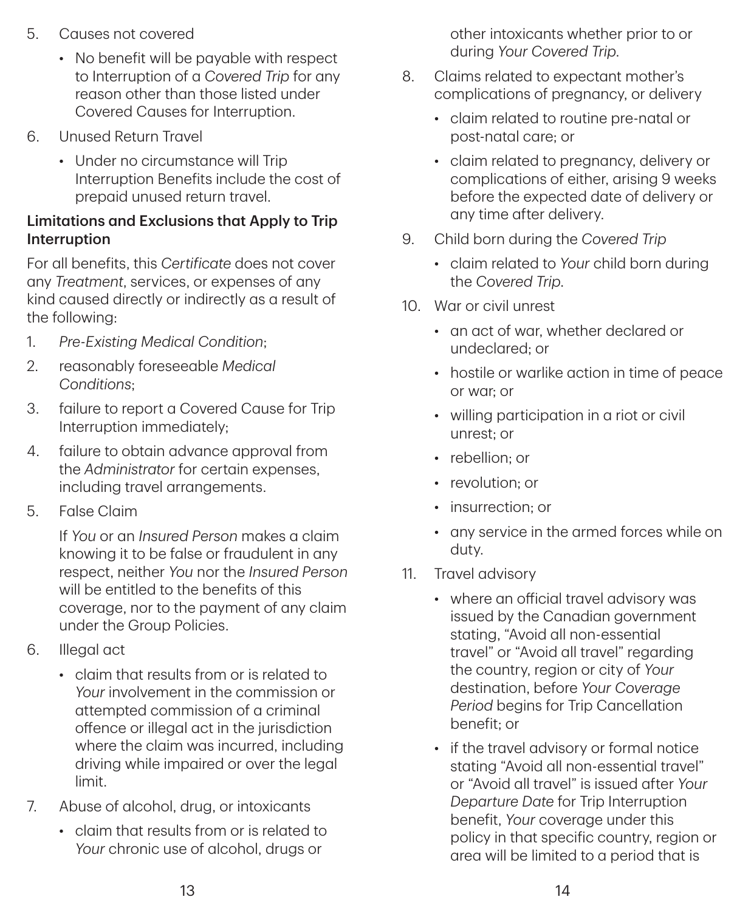5. Causes not covered

   - No benefit will be payable with respect to Interruption of a *Covered Trip* for any reason other than those listed under Covered Causes for Interruption.

6. Unused Return Travel

   - Under no circumstance will Trip Interruption Benefits include the cost of prepaid unused return travel.

**Limitations and Exclusions that Apply to Trip Interruption**

For all benefits, this *Certificate* does not cover any *Treatment*, services, or expenses of any kind caused directly or indirectly as a result of the following:

1. *Pre-Existing Medical Condition*;
2. reasonably foreseeable *Medical Conditions*;
3. failure to report a Covered Cause for Trip Interruption immediately;
4. failure to obtain advance approval from the *Administrator* for certain expenses, including travel arrangements.
5. False Claim

   If *You* or an *Insured Person* makes a claim knowing it to be false or fraudulent in any respect, neither *You* nor the *Insured Person* will be entitled to the benefits of this coverage, nor to the payment of any claim under the Group Policies.

6. Illegal act

   - claim that results from or is related to *Your* involvement in the commission or attempted commission of a criminal offence or illegal act in the jurisdiction where the claim was incurred, including driving while impaired or over the legal limit.

7. Abuse of alcohol, drug, or intoxicants

   - claim that results from or is related to *Your* chronic use of alcohol, drugs or other intoxicants whether prior to or during *Your Covered Trip*.

8. Claims related to expectant mother's complications of pregnancy, or delivery

   - claim related to routine pre-natal or post-natal care; or
   - claim related to pregnancy, delivery or complications of either, arising 9 weeks before the expected date of delivery or any time after delivery.

9. Child born during the *Covered Trip*

   - claim related to *Your* child born during the *Covered Trip*.

10. War or civil unrest

    - an act of war, whether declared or undeclared; or
    - hostile or warlike action in time of peace or war; or
    - willing participation in a riot or civil unrest; or
    - rebellion; or
    - revolution; or
    - insurrection; or
    - any service in the armed forces while on duty.

11. Travel advisory

    - where an official travel advisory was issued by the Canadian government stating, "Avoid all non-essential travel" or "Avoid all travel" regarding the country, region or city of *Your* destination, before *Your Coverage Period* begins for Trip Cancellation benefit; or
    - if the travel advisory or formal notice stating "Avoid all non-essential travel" or "Avoid all travel" is issued after *Your Departure Date* for Trip Interruption benefit, *Your* coverage under this policy in that specific country, region or area will be limited to a period that is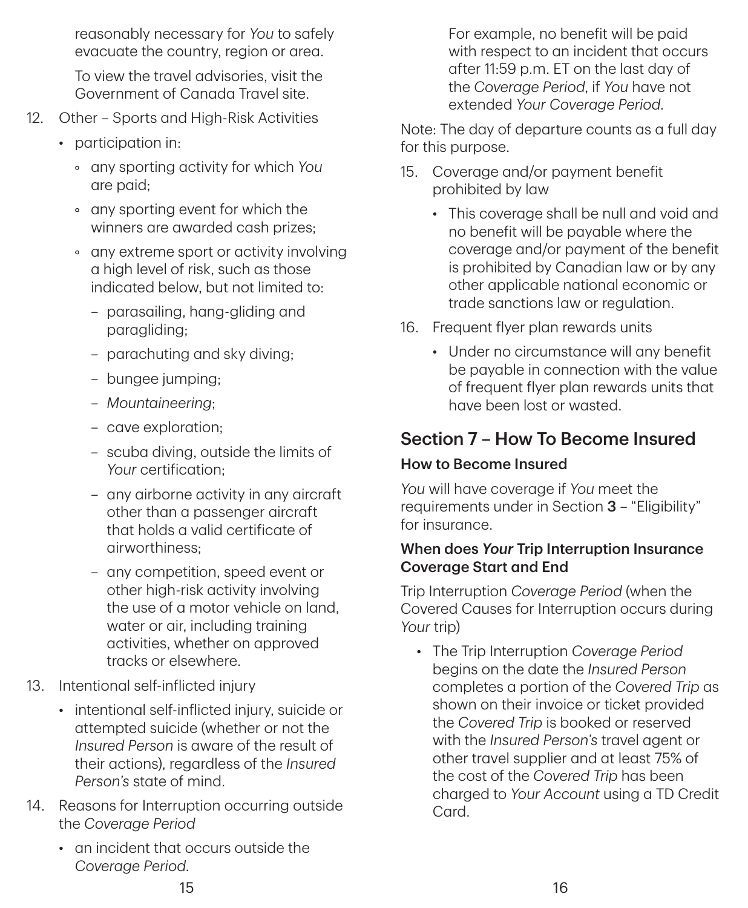reasonably necessary for *You* to safely evacuate the country, region or area.

To view the travel advisories, visit the Government of Canada Travel site.

12. Other – Sports and High-Risk Activities
    - participation in:
        - any sporting activity for which *You* are paid;
        - any sporting event for which the winners are awarded cash prizes;
        - any extreme sport or activity involving a high level of risk, such as those indicated below, but not limited to:
            - parasailing, hang-gliding and paragliding;
            - parachuting and sky diving;
            - bungee jumping;
            - *Mountaineering*;
            - cave exploration;
            - scuba diving, outside the limits of *Your* certification;
            - any airborne activity in any aircraft other than a passenger aircraft that holds a valid certificate of airworthiness;
            - any competition, speed event or other high-risk activity involving the use of a motor vehicle on land, water or air, including training activities, whether on approved tracks or elsewhere.
13. Intentional self-inflicted injury
    - intentional self-inflicted injury, suicide or attempted suicide (whether or not the *Insured Person* is aware of the result of their actions), regardless of the *Insured Person's* state of mind.
14. Reasons for Interruption occurring outside the *Coverage Period*
    - an incident that occurs outside the *Coverage Period*.

      For example, no benefit will be paid with respect to an incident that occurs after 11:59 p.m. ET on the last day of the *Coverage Period*, if *You* have not extended *Your Coverage Period*.

Note: The day of departure counts as a full day for this purpose.

15. Coverage and/or payment benefit prohibited by law
    - This coverage shall be null and void and no benefit will be payable where the coverage and/or payment of the benefit is prohibited by Canadian law or by any other applicable national economic or trade sanctions law or regulation.
16. Frequent flyer plan rewards units
    - Under no circumstance will any benefit be payable in connection with the value of frequent flyer plan rewards units that have been lost or wasted.

## Section 7 – How To Become Insured

### How to Become Insured

*You* will have coverage if *You* meet the requirements under in Section **3** – "Eligibility" for insurance.

### When does *Your* Trip Interruption Insurance Coverage Start and End

Trip Interruption *Coverage Period* (when the Covered Causes for Interruption occurs during *Your* trip)

- The Trip Interruption *Coverage Period* begins on the date the *Insured Person* completes a portion of the *Covered Trip* as shown on their invoice or ticket provided the *Covered Trip* is booked or reserved with the *Insured Person's* travel agent or other travel supplier and at least 75% of the cost of the *Covered Trip* has been charged to *Your Account* using a TD Credit Card.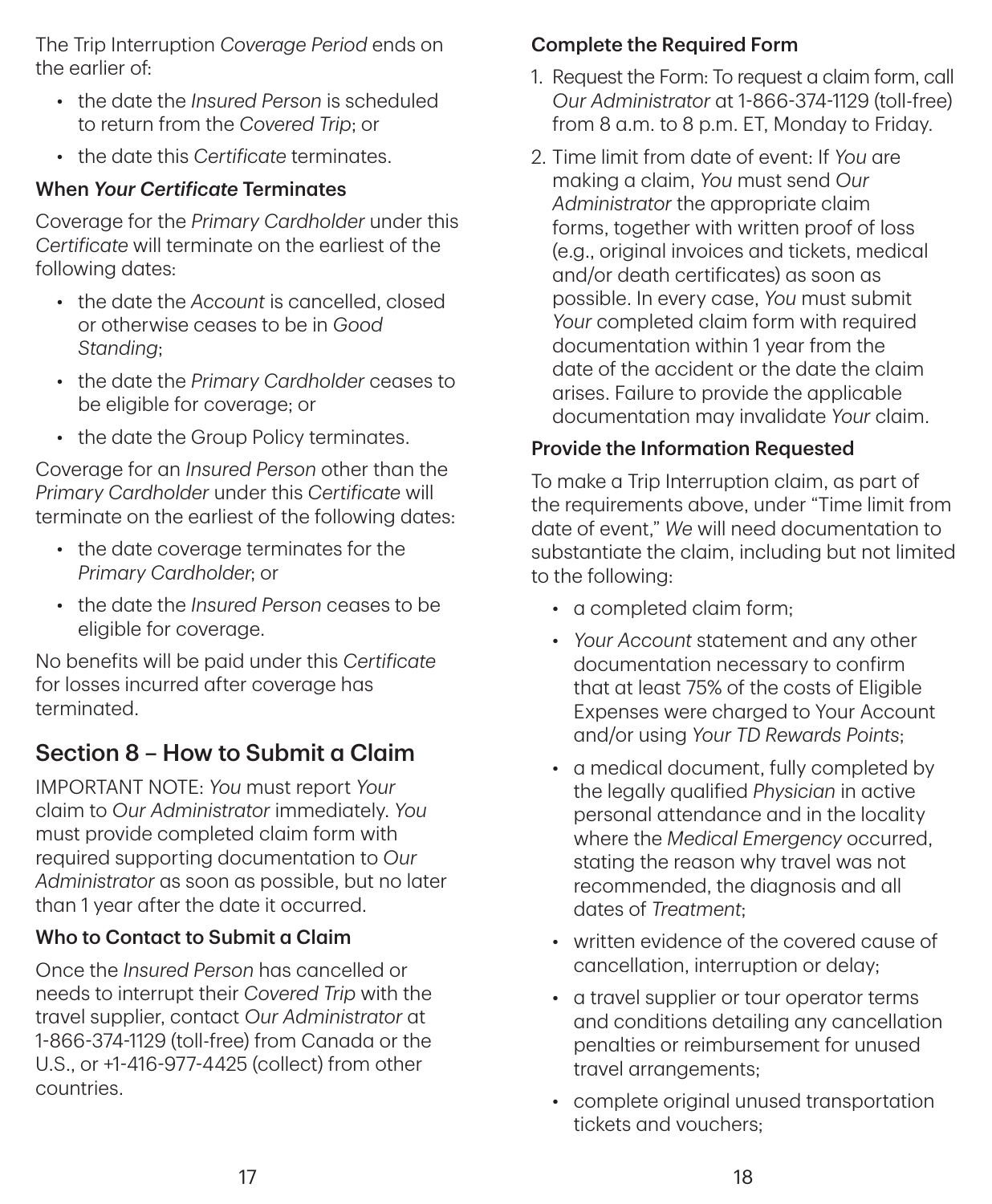The Trip Interruption *Coverage Period* ends on the earlier of:

- the date the *Insured Person* is scheduled to return from the *Covered Trip*; or
- the date this *Certificate* terminates.

### When *Your Certificate* Terminates

Coverage for the *Primary Cardholder* under this *Certificate* will terminate on the earliest of the following dates:

- the date the *Account* is cancelled, closed or otherwise ceases to be in *Good Standing*;
- the date the *Primary Cardholder* ceases to be eligible for coverage; or
- the date the Group Policy terminates.

Coverage for an *Insured Person* other than the *Primary Cardholder* under this *Certificate* will terminate on the earliest of the following dates:

- the date coverage terminates for the *Primary Cardholder*; or
- the date the *Insured Person* ceases to be eligible for coverage.

No benefits will be paid under this *Certificate* for losses incurred after coverage has terminated.

## Section 8 – How to Submit a Claim

IMPORTANT NOTE: *You* must report *Your* claim to *Our Administrator* immediately. *You* must provide completed claim form with required supporting documentation to *Our Administrator* as soon as possible, but no later than 1 year after the date it occurred.

### Who to Contact to Submit a Claim

Once the *Insured Person* has cancelled or needs to interrupt their *Covered Trip* with the travel supplier, contact *Our Administrator* at 1-866-374-1129 (toll-free) from Canada or the U.S., or +1-416-977-4425 (collect) from other countries.

### Complete the Required Form

1. Request the Form: To request a claim form, call *Our Administrator* at 1-866-374-1129 (toll-free) from 8 a.m. to 8 p.m. ET, Monday to Friday.
2. Time limit from date of event: If *You* are making a claim, *You* must send *Our Administrator* the appropriate claim forms, together with written proof of loss (e.g., original invoices and tickets, medical and/or death certificates) as soon as possible. In every case, *You* must submit *Your* completed claim form with required documentation within 1 year from the date of the accident or the date the claim arises. Failure to provide the applicable documentation may invalidate *Your* claim.

### Provide the Information Requested

To make a Trip Interruption claim, as part of the requirements above, under "Time limit from date of event," *We* will need documentation to substantiate the claim, including but not limited to the following:

- a completed claim form;
- *Your Account* statement and any other documentation necessary to confirm that at least 75% of the costs of Eligible Expenses were charged to Your Account and/or using *Your TD Rewards Points*;
- a medical document, fully completed by the legally qualified *Physician* in active personal attendance and in the locality where the *Medical Emergency* occurred, stating the reason why travel was not recommended, the diagnosis and all dates of *Treatment*;
- written evidence of the covered cause of cancellation, interruption or delay;
- a travel supplier or tour operator terms and conditions detailing any cancellation penalties or reimbursement for unused travel arrangements;
- complete original unused transportation tickets and vouchers;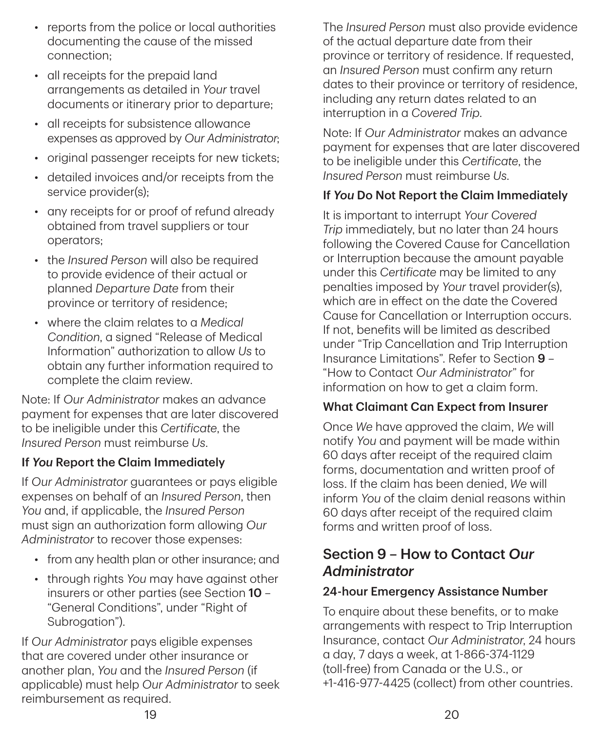- reports from the police or local authorities documenting the cause of the missed connection;
- all receipts for the prepaid land arrangements as detailed in *Your* travel documents or itinerary prior to departure;
- all receipts for subsistence allowance expenses as approved by *Our Administrator*;
- original passenger receipts for new tickets;
- detailed invoices and/or receipts from the service provider(s);
- any receipts for or proof of refund already obtained from travel suppliers or tour operators;
- the *Insured Person* will also be required to provide evidence of their actual or planned *Departure Date* from their province or territory of residence;
- where the claim relates to a *Medical Condition*, a signed "Release of Medical Information" authorization to allow *Us* to obtain any further information required to complete the claim review.

Note: If *Our Administrator* makes an advance payment for expenses that are later discovered to be ineligible under this *Certificate*, the *Insured Person* must reimburse *Us*.

### If *You* Report the Claim Immediately

If *Our Administrator* guarantees or pays eligible expenses on behalf of an *Insured Person*, then *You* and, if applicable, the *Insured Person* must sign an authorization form allowing *Our Administrator* to recover those expenses:

- from any health plan or other insurance; and
- through rights *You* may have against other insurers or other parties (see Section **10** – "General Conditions", under "Right of Subrogation").

If *Our Administrator* pays eligible expenses that are covered under other insurance or another plan, *You* and the *Insured Person* (if applicable) must help *Our Administrator* to seek reimbursement as required.

The *Insured Person* must also provide evidence of the actual departure date from their province or territory of residence. If requested, an *Insured Person* must confirm any return dates to their province or territory of residence, including any return dates related to an interruption in a *Covered Trip*.

Note: If *Our Administrator* makes an advance payment for expenses that are later discovered to be ineligible under this *Certificate*, the *Insured Person* must reimburse *Us*.

### If *You* Do Not Report the Claim Immediately

It is important to interrupt *Your Covered Trip* immediately, but no later than 24 hours following the Covered Cause for Cancellation or Interruption because the amount payable under this *Certificate* may be limited to any penalties imposed by *Your* travel provider(s), which are in effect on the date the Covered Cause for Cancellation or Interruption occurs. If not, benefits will be limited as described under "Trip Cancellation and Trip Interruption Insurance Limitations". Refer to Section **9** – "How to Contact *Our Administrator*" for information on how to get a claim form.

### What Claimant Can Expect from Insurer

Once *We* have approved the claim, *We* will notify *You* and payment will be made within 60 days after receipt of the required claim forms, documentation and written proof of loss. If the claim has been denied, *We* will inform *You* of the claim denial reasons within 60 days after receipt of the required claim forms and written proof of loss.

## Section 9 – How to Contact *Our Administrator*

### 24-hour Emergency Assistance Number

To enquire about these benefits, or to make arrangements with respect to Trip Interruption Insurance, contact *Our Administrator*, 24 hours a day, 7 days a week, at 1-866-374-1129 (toll-free) from Canada or the U.S., or +1-416-977-4425 (collect) from other countries.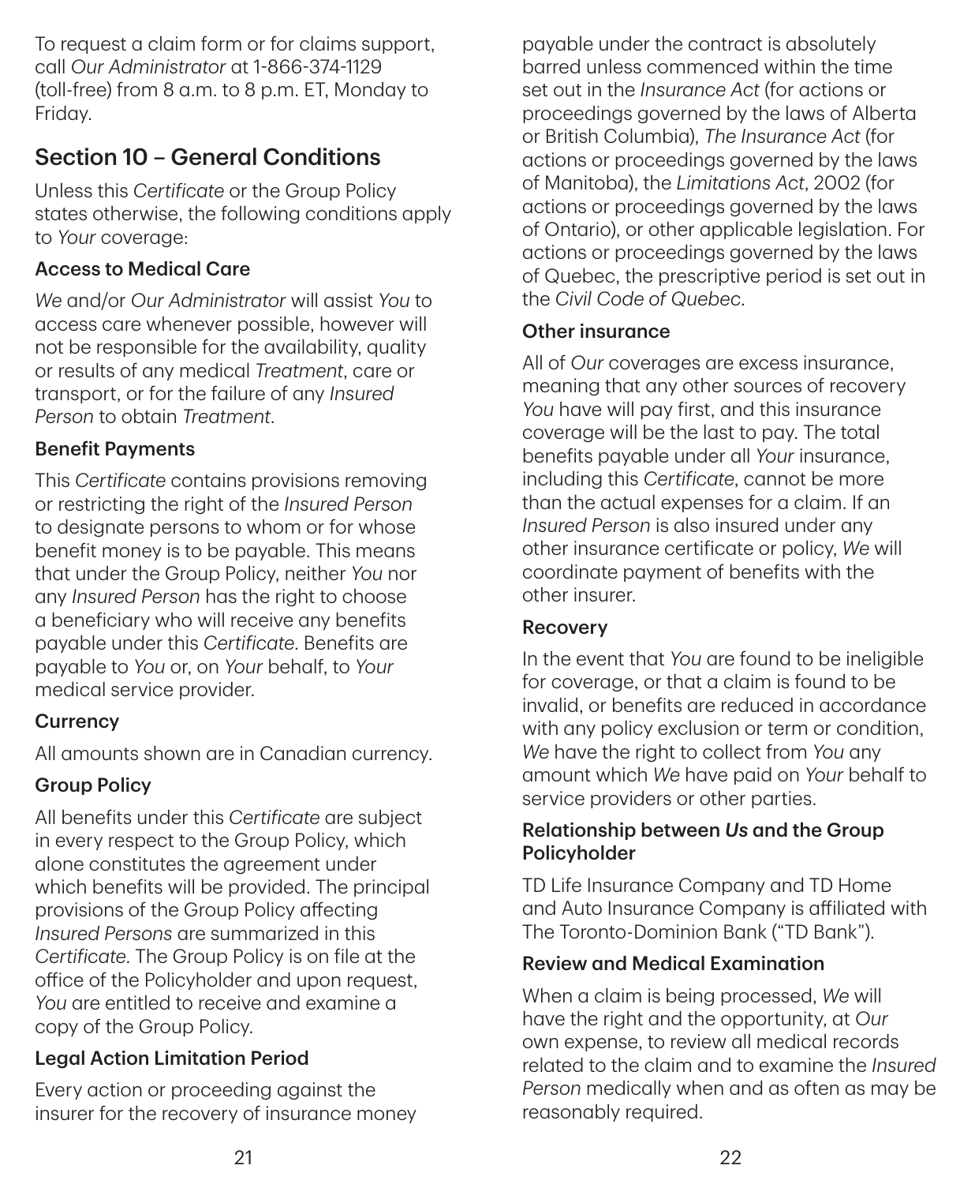To request a claim form or for claims support, call *Our Administrator* at 1-866-374-1129 (toll-free) from 8 a.m. to 8 p.m. ET, Monday to Friday.

## Section 10 – General Conditions

Unless this *Certificate* or the Group Policy states otherwise, the following conditions apply to *Your* coverage:

### Access to Medical Care

*We* and/or *Our Administrator* will assist *You* to access care whenever possible, however will not be responsible for the availability, quality or results of any medical *Treatment*, care or transport, or for the failure of any *Insured Person* to obtain *Treatment*.

### Benefit Payments

This *Certificate* contains provisions removing or restricting the right of the *Insured Person* to designate persons to whom or for whose benefit money is to be payable. This means that under the Group Policy, neither *You* nor any *Insured Person* has the right to choose a beneficiary who will receive any benefits payable under this *Certificate*. Benefits are payable to *You* or, on *Your* behalf, to *Your* medical service provider.

### Currency

All amounts shown are in Canadian currency.

### Group Policy

All benefits under this *Certificate* are subject in every respect to the Group Policy, which alone constitutes the agreement under which benefits will be provided. The principal provisions of the Group Policy affecting *Insured Persons* are summarized in this *Certificate*. The Group Policy is on file at the office of the Policyholder and upon request, *You* are entitled to receive and examine a copy of the Group Policy.

### Legal Action Limitation Period

Every action or proceeding against the insurer for the recovery of insurance money payable under the contract is absolutely barred unless commenced within the time set out in the *Insurance Act* (for actions or proceedings governed by the laws of Alberta or British Columbia), *The Insurance Act* (for actions or proceedings governed by the laws of Manitoba), the *Limitations Act*, 2002 (for actions or proceedings governed by the laws of Ontario), or other applicable legislation. For actions or proceedings governed by the laws of Quebec, the prescriptive period is set out in the *Civil Code of Quebec*.

### Other insurance

All of *Our* coverages are excess insurance, meaning that any other sources of recovery *You* have will pay first, and this insurance coverage will be the last to pay. The total benefits payable under all *Your* insurance, including this *Certificate*, cannot be more than the actual expenses for a claim. If an *Insured Person* is also insured under any other insurance certificate or policy, *We* will coordinate payment of benefits with the other insurer.

### Recovery

In the event that *You* are found to be ineligible for coverage, or that a claim is found to be invalid, or benefits are reduced in accordance with any policy exclusion or term or condition, *We* have the right to collect from *You* any amount which *We* have paid on *Your* behalf to service providers or other parties.

### Relationship between *Us* and the Group Policyholder

TD Life Insurance Company and TD Home and Auto Insurance Company is affiliated with The Toronto-Dominion Bank ("TD Bank").

### Review and Medical Examination

When a claim is being processed, *We* will have the right and the opportunity, at *Our* own expense, to review all medical records related to the claim and to examine the *Insured Person* medically when and as often as may be reasonably required.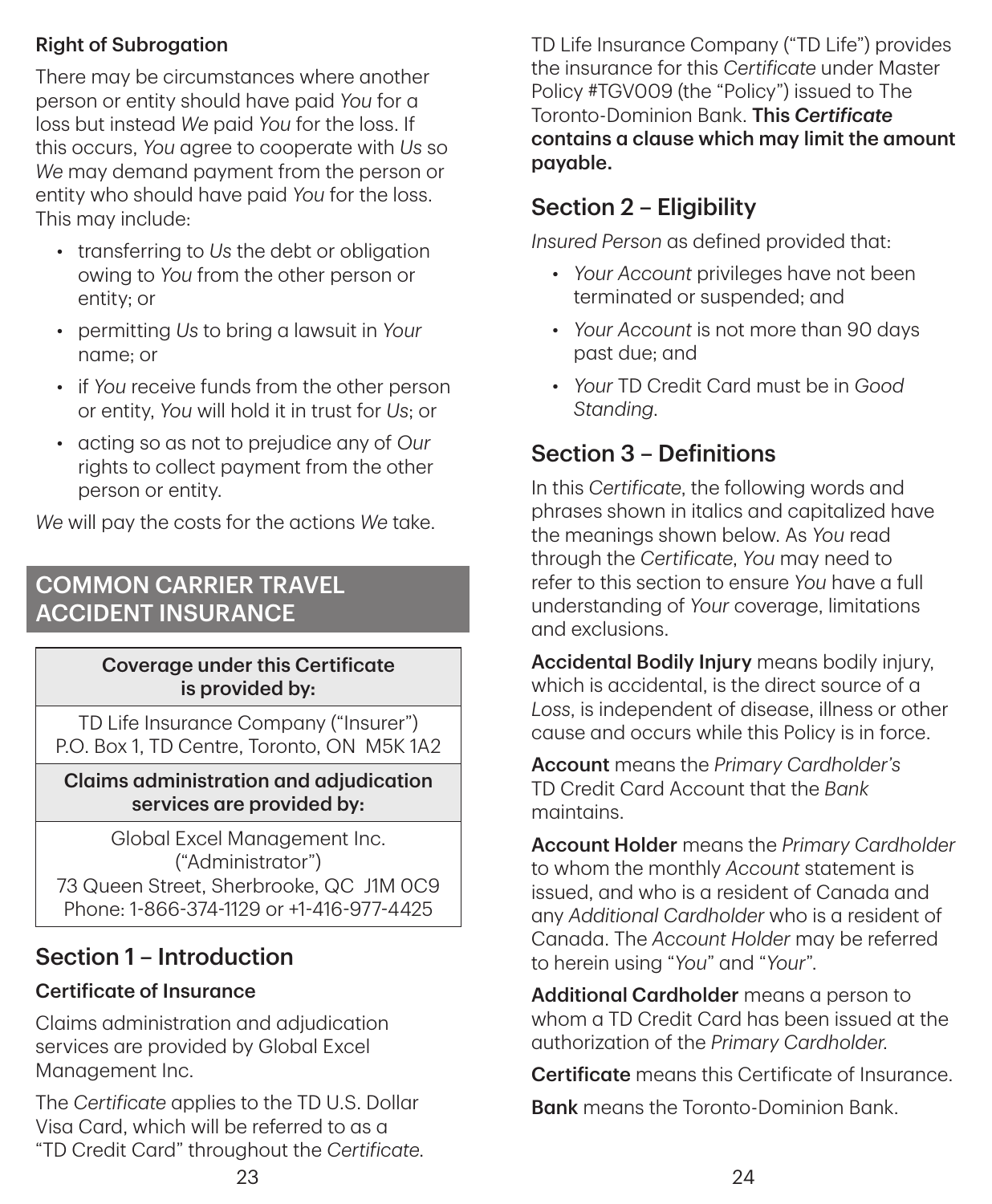### Right of Subrogation

There may be circumstances where another person or entity should have paid *You* for a loss but instead *We* paid *You* for the loss. If this occurs, *You* agree to cooperate with *Us* so *We* may demand payment from the person or entity who should have paid *You* for the loss. This may include:

- transferring to *Us* the debt or obligation owing to *You* from the other person or entity; or
- permitting *Us* to bring a lawsuit in *Your* name; or
- if *You* receive funds from the other person or entity, *You* will hold it in trust for *Us*; or
- acting so as not to prejudice any of *Our* rights to collect payment from the other person or entity.

*We* will pay the costs for the actions *We* take.

# COMMON CARRIER TRAVEL ACCIDENT INSURANCE

| Coverage under this Certificate is provided by: |
| --- |
| TD Life Insurance Company ("Insurer") P.O. Box 1, TD Centre, Toronto, ON M5K 1A2 |
| **Claims administration and adjudication services are provided by:** |
| Global Excel Management Inc. ("Administrator") 73 Queen Street, Sherbrooke, QC J1M 0C9 Phone: 1-866-374-1129 or +1-416-977-4425 |

## Section 1 – Introduction

### Certificate of Insurance

Claims administration and adjudication services are provided by Global Excel Management Inc.

The *Certificate* applies to the TD U.S. Dollar Visa Card, which will be referred to as a "TD Credit Card" throughout the *Certificate*.

TD Life Insurance Company ("TD Life") provides the insurance for this *Certificate* under Master Policy #TGV009 (the "Policy") issued to The Toronto-Dominion Bank. **This *Certificate* contains a clause which may limit the amount payable.**

## Section 2 – Eligibility

*Insured Person* as defined provided that:

- *Your Account* privileges have not been terminated or suspended; and
- *Your Account* is not more than 90 days past due; and
- *Your* TD Credit Card must be in *Good Standing*.

## Section 3 – Definitions

In this *Certificate*, the following words and phrases shown in italics and capitalized have the meanings shown below. As *You* read through the *Certificate*, *You* may need to refer to this section to ensure *You* have a full understanding of *Your* coverage, limitations and exclusions.

**Accidental Bodily Injury** means bodily injury, which is accidental, is the direct source of a *Loss*, is independent of disease, illness or other cause and occurs while this Policy is in force.

**Account** means the *Primary Cardholder's* TD Credit Card Account that the *Bank* maintains.

**Account Holder** means the *Primary Cardholder* to whom the monthly *Account* statement is issued, and who is a resident of Canada and any *Additional Cardholder* who is a resident of Canada. The *Account Holder* may be referred to herein using "*You*" and "*Your*".

**Additional Cardholder** means a person to whom a TD Credit Card has been issued at the authorization of the *Primary Cardholder*.

**Certificate** means this Certificate of Insurance.

**Bank** means the Toronto-Dominion Bank.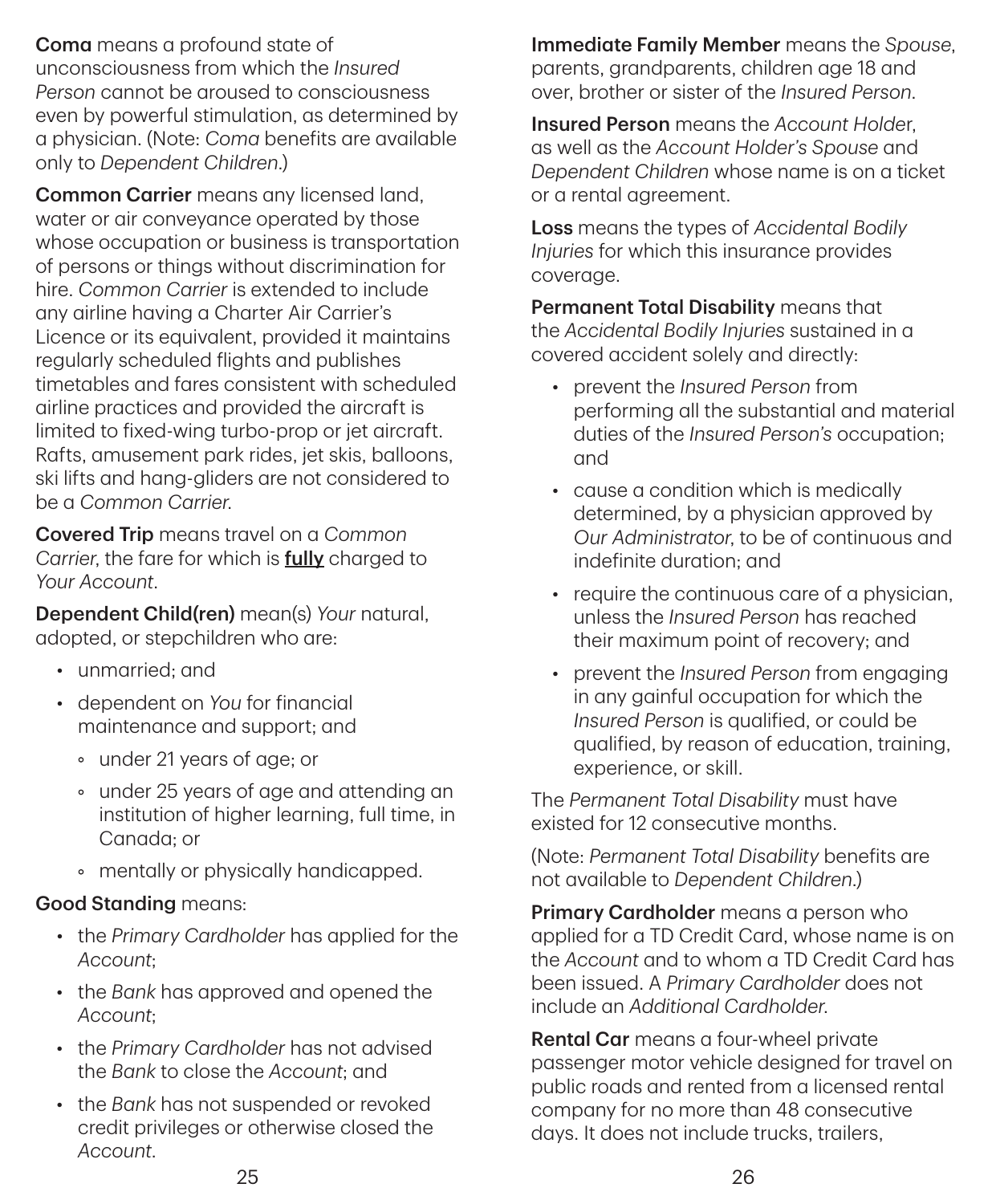**Coma** means a profound state of unconsciousness from which the *Insured Person* cannot be aroused to consciousness even by powerful stimulation, as determined by a physician. (Note: *Coma* benefits are available only to *Dependent Children*.)

**Common Carrier** means any licensed land, water or air conveyance operated by those whose occupation or business is transportation of persons or things without discrimination for hire. *Common Carrier* is extended to include any airline having a Charter Air Carrier's Licence or its equivalent, provided it maintains regularly scheduled flights and publishes timetables and fares consistent with scheduled airline practices and provided the aircraft is limited to fixed-wing turbo-prop or jet aircraft. Rafts, amusement park rides, jet skis, balloons, ski lifts and hang-gliders are not considered to be a *Common Carrier*.

**Covered Trip** means travel on a *Common Carrier*, the fare for which is **fully** charged to *Your Account*.

**Dependent Child(ren)** mean(s) *Your* natural, adopted, or stepchildren who are:

- unmarried; and
- dependent on *You* for financial maintenance and support; and
    - under 21 years of age; or
    - under 25 years of age and attending an institution of higher learning, full time, in Canada; or
    - mentally or physically handicapped.

**Good Standing** means:

- the *Primary Cardholder* has applied for the *Account*;
- the *Bank* has approved and opened the *Account*;
- the *Primary Cardholder* has not advised the *Bank* to close the *Account*; and
- the *Bank* has not suspended or revoked credit privileges or otherwise closed the *Account*.

**Immediate Family Member** means the *Spouse*, parents, grandparents, children age 18 and over, brother or sister of the *Insured Person*.

**Insured Person** means the *Account Holder*, as well as the *Account Holder's Spouse* and *Dependent Children* whose name is on a ticket or a rental agreement.

**Loss** means the types of *Accidental Bodily Injuries* for which this insurance provides coverage.

**Permanent Total Disability** means that the *Accidental Bodily Injuries* sustained in a covered accident solely and directly:

- prevent the *Insured Person* from performing all the substantial and material duties of the *Insured Person's* occupation; and
- cause a condition which is medically determined, by a physician approved by *Our Administrator*, to be of continuous and indefinite duration; and
- require the continuous care of a physician, unless the *Insured Person* has reached their maximum point of recovery; and
- prevent the *Insured Person* from engaging in any gainful occupation for which the *Insured Person* is qualified, or could be qualified, by reason of education, training, experience, or skill.

The *Permanent Total Disability* must have existed for 12 consecutive months.

(Note: *Permanent Total Disability* benefits are not available to *Dependent Children*.)

**Primary Cardholder** means a person who applied for a TD Credit Card, whose name is on the *Account* and to whom a TD Credit Card has been issued. A *Primary Cardholder* does not include an *Additional Cardholder*.

**Rental Car** means a four-wheel private passenger motor vehicle designed for travel on public roads and rented from a licensed rental company for no more than 48 consecutive days. It does not include trucks, trailers,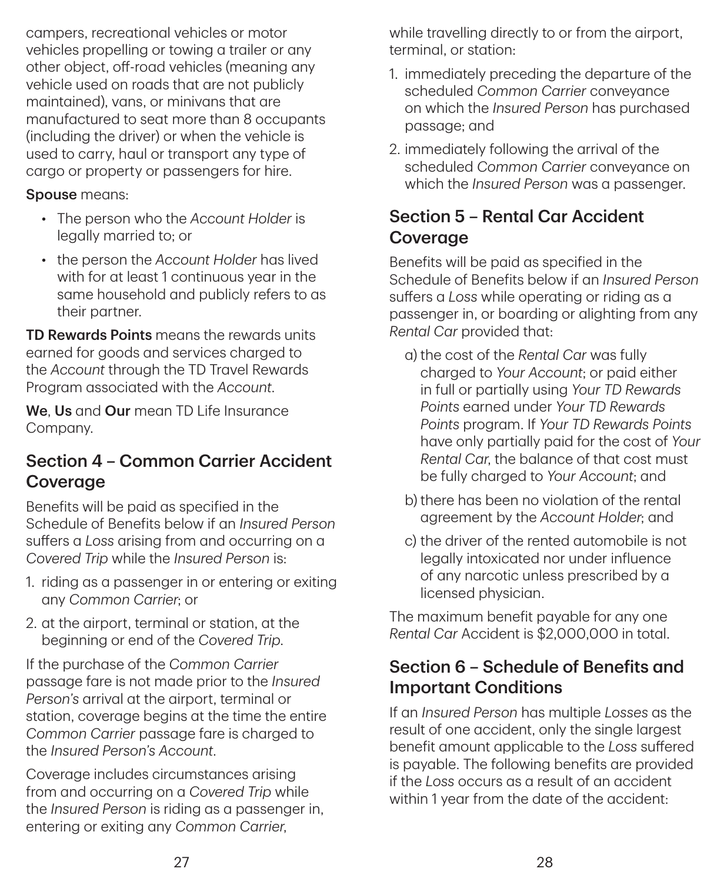campers, recreational vehicles or motor vehicles propelling or towing a trailer or any other object, off-road vehicles (meaning any vehicle used on roads that are not publicly maintained), vans, or minivans that are manufactured to seat more than 8 occupants (including the driver) or when the vehicle is used to carry, haul or transport any type of cargo or property or passengers for hire.

**Spouse** means:

- The person who the *Account Holder* is legally married to; or
- the person the *Account Holder* has lived with for at least 1 continuous year in the same household and publicly refers to as their partner.

**TD Rewards Points** means the rewards units earned for goods and services charged to the *Account* through the TD Travel Rewards Program associated with the *Account*.

**We**, **Us** and **Our** mean TD Life Insurance Company.

## Section 4 – Common Carrier Accident Coverage

Benefits will be paid as specified in the Schedule of Benefits below if an *Insured Person* suffers a *Loss* arising from and occurring on a *Covered Trip* while the *Insured Person* is:

1. riding as a passenger in or entering or exiting any *Common Carrier*; or
2. at the airport, terminal or station, at the beginning or end of the *Covered Trip*.

If the purchase of the *Common Carrier* passage fare is not made prior to the *Insured Person's* arrival at the airport, terminal or station, coverage begins at the time the entire *Common Carrier* passage fare is charged to the *Insured Person's Account*.

Coverage includes circumstances arising from and occurring on a *Covered Trip* while the *Insured Person* is riding as a passenger in, entering or exiting any *Common Carrier*, while travelling directly to or from the airport, terminal, or station:

1. immediately preceding the departure of the scheduled *Common Carrier* conveyance on which the *Insured Person* has purchased passage; and
2. immediately following the arrival of the scheduled *Common Carrier* conveyance on which the *Insured Person* was a passenger.

## Section 5 – Rental Car Accident Coverage

Benefits will be paid as specified in the Schedule of Benefits below if an *Insured Person* suffers a *Loss* while operating or riding as a passenger in, or boarding or alighting from any *Rental Car* provided that:

a) the cost of the *Rental Car* was fully charged to *Your Account*; or paid either in full or partially using *Your TD Rewards Points* earned under *Your TD Rewards Points* program. If *Your TD Rewards Points* have only partially paid for the cost of *Your Rental Car*, the balance of that cost must be fully charged to *Your Account*; and

b) there has been no violation of the rental agreement by the *Account Holder*; and

c) the driver of the rented automobile is not legally intoxicated nor under influence of any narcotic unless prescribed by a licensed physician.

The maximum benefit payable for any one *Rental Car* Accident is $2,000,000 in total.

## Section 6 – Schedule of Benefits and Important Conditions

If an *Insured Person* has multiple *Losses* as the result of one accident, only the single largest benefit amount applicable to the *Loss* suffered is payable. The following benefits are provided if the *Loss* occurs as a result of an accident within 1 year from the date of the accident: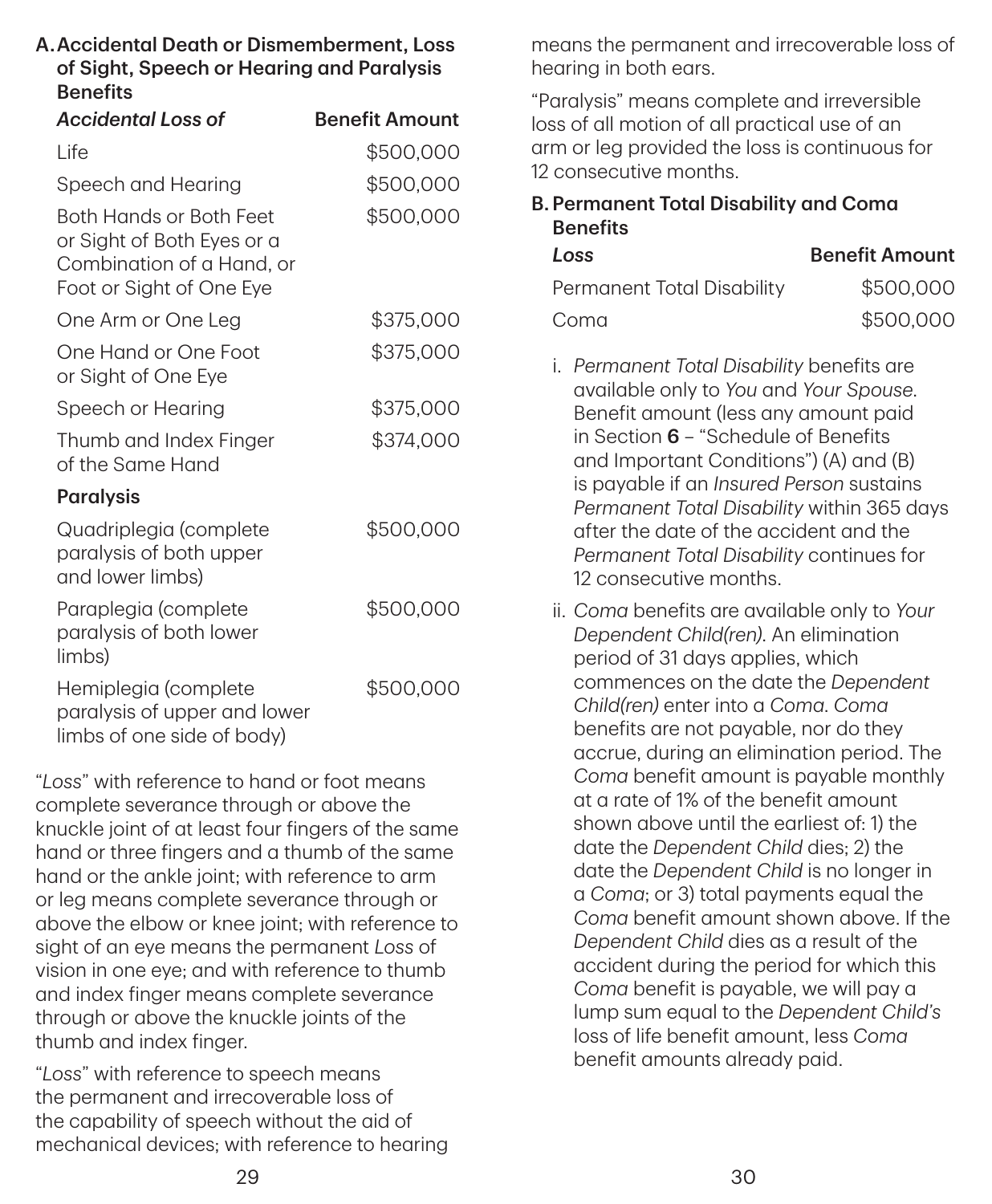### A. Accidental Death or Dismemberment, Loss of Sight, Speech or Hearing and Paralysis Benefits

| *Accidental Loss of* | Benefit Amount |
|---|---|
| Life | $500,000 |
| Speech and Hearing | $500,000 |
| Both Hands or Both Feet or Sight of Both Eyes or a Combination of a Hand, or Foot or Sight of One Eye | $500,000 |
| One Arm or One Leg | $375,000 |
| One Hand or One Foot or Sight of One Eye | $375,000 |
| Speech or Hearing | $375,000 |
| Thumb and Index Finger of the Same Hand | $374,000 |
| **Paralysis** | |
| Quadriplegia (complete paralysis of both upper and lower limbs) | $500,000 |
| Paraplegia (complete paralysis of both lower limbs) | $500,000 |
| Hemiplegia (complete paralysis of upper and lower limbs of one side of body) | $500,000 |

"*Loss*" with reference to hand or foot means complete severance through or above the knuckle joint of at least four fingers of the same hand or three fingers and a thumb of the same hand or the ankle joint; with reference to arm or leg means complete severance through or above the elbow or knee joint; with reference to sight of an eye means the permanent *Loss* of vision in one eye; and with reference to thumb and index finger means complete severance through or above the knuckle joints of the thumb and index finger.

"*Loss*" with reference to speech means the permanent and irrecoverable loss of the capability of speech without the aid of mechanical devices; with reference to hearing means the permanent and irrecoverable loss of hearing in both ears.

"Paralysis" means complete and irreversible loss of all motion of all practical use of an arm or leg provided the loss is continuous for 12 consecutive months.

### B. Permanent Total Disability and Coma Benefits

| *Loss* | Benefit Amount |
|---|---|
| Permanent Total Disability | $500,000 |
| Coma | $500,000 |

i. *Permanent Total Disability* benefits are available only to *You* and *Your Spouse*. Benefit amount (less any amount paid in Section **6** – "Schedule of Benefits and Important Conditions") (A) and (B) is payable if an *Insured Person* sustains *Permanent Total Disability* within 365 days after the date of the accident and the *Permanent Total Disability* continues for 12 consecutive months.

ii. *Coma* benefits are available only to *Your Dependent Child(ren).* An elimination period of 31 days applies, which commences on the date the *Dependent Child(ren)* enter into a *Coma*. *Coma* benefits are not payable, nor do they accrue, during an elimination period. The *Coma* benefit amount is payable monthly at a rate of 1% of the benefit amount shown above until the earliest of: 1) the date the *Dependent Child* dies; 2) the date the *Dependent Child* is no longer in a *Coma*; or 3) total payments equal the *Coma* benefit amount shown above. If the *Dependent Child* dies as a result of the accident during the period for which this *Coma* benefit is payable, we will pay a lump sum equal to the *Dependent Child's* loss of life benefit amount, less *Coma* benefit amounts already paid.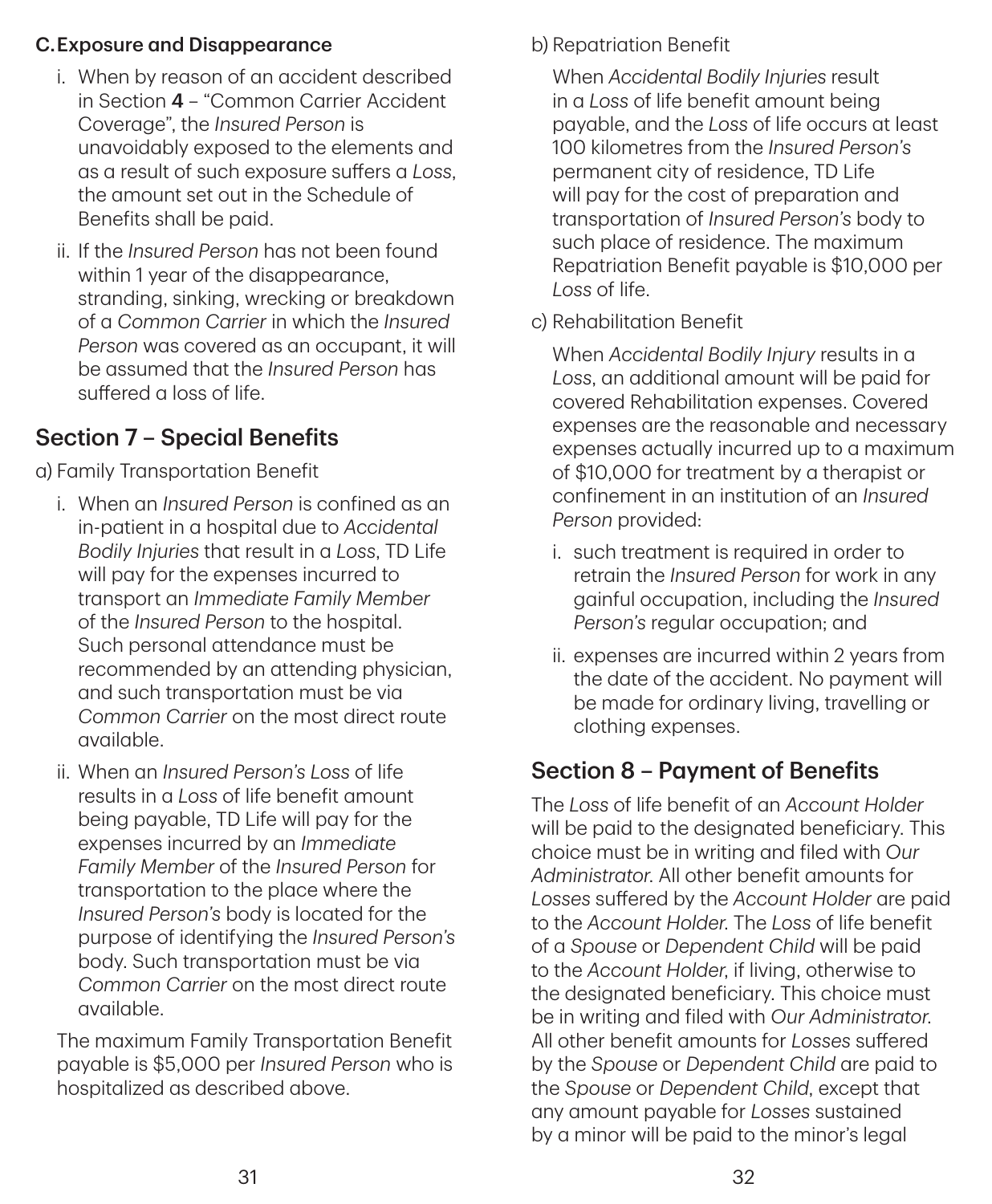**C. Exposure and Disappearance**

i. When by reason of an accident described in Section **4** – "Common Carrier Accident Coverage", the *Insured Person* is unavoidably exposed to the elements and as a result of such exposure suffers a *Loss*, the amount set out in the Schedule of Benefits shall be paid.

ii. If the *Insured Person* has not been found within 1 year of the disappearance, stranding, sinking, wrecking or breakdown of a *Common Carrier* in which the *Insured Person* was covered as an occupant, it will be assumed that the *Insured Person* has suffered a loss of life.

## Section 7 – Special Benefits

a) Family Transportation Benefit

i. When an *Insured Person* is confined as an in-patient in a hospital due to *Accidental Bodily Injuries* that result in a *Loss*, TD Life will pay for the expenses incurred to transport an *Immediate Family Member* of the *Insured Person* to the hospital. Such personal attendance must be recommended by an attending physician, and such transportation must be via *Common Carrier* on the most direct route available.

ii. When an *Insured Person's Loss* of life results in a *Loss* of life benefit amount being payable, TD Life will pay for the expenses incurred by an *Immediate Family Member* of the *Insured Person* for transportation to the place where the *Insured Person's* body is located for the purpose of identifying the *Insured Person's* body. Such transportation must be via *Common Carrier* on the most direct route available.

The maximum Family Transportation Benefit payable is $5,000 per *Insured Person* who is hospitalized as described above.

b) Repatriation Benefit

When *Accidental Bodily Injuries* result in a *Loss* of life benefit amount being payable, and the *Loss* of life occurs at least 100 kilometres from the *Insured Person's* permanent city of residence, TD Life will pay for the cost of preparation and transportation of *Insured Person's* body to such place of residence. The maximum Repatriation Benefit payable is $10,000 per *Loss* of life.

c) Rehabilitation Benefit

When *Accidental Bodily Injury* results in a *Loss*, an additional amount will be paid for covered Rehabilitation expenses. Covered expenses are the reasonable and necessary expenses actually incurred up to a maximum of $10,000 for treatment by a therapist or confinement in an institution of an *Insured Person* provided:

i. such treatment is required in order to retrain the *Insured Person* for work in any gainful occupation, including the *Insured Person's* regular occupation; and

ii. expenses are incurred within 2 years from the date of the accident. No payment will be made for ordinary living, travelling or clothing expenses.

## Section 8 – Payment of Benefits

The *Loss* of life benefit of an *Account Holder* will be paid to the designated beneficiary. This choice must be in writing and filed with *Our Administrator*. All other benefit amounts for *Losses* suffered by the *Account Holder* are paid to the *Account Holder*. The *Loss* of life benefit of a *Spouse* or *Dependent Child* will be paid to the *Account Holder*, if living, otherwise to the designated beneficiary. This choice must be in writing and filed with *Our Administrator*. All other benefit amounts for *Losses* suffered by the *Spouse* or *Dependent Child* are paid to the *Spouse* or *Dependent Child*, except that any amount payable for *Losses* sustained by a minor will be paid to the minor's legal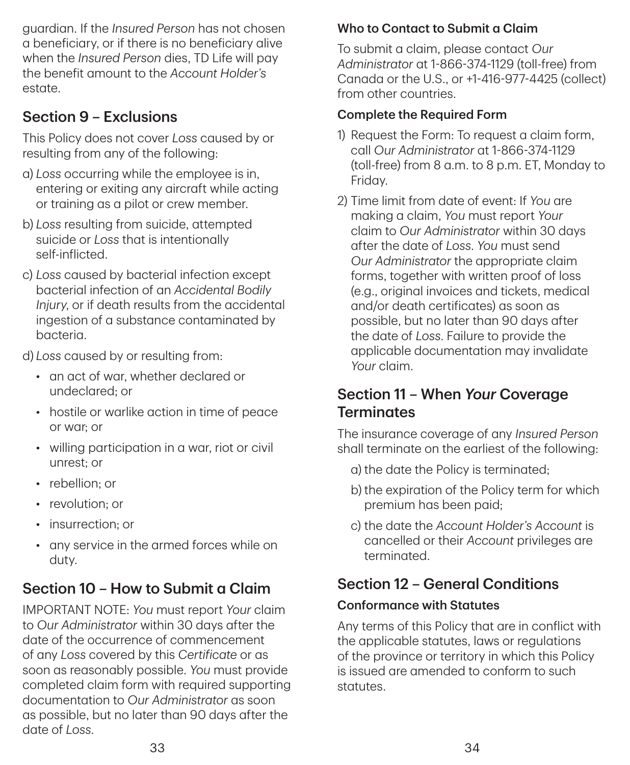guardian. If the *Insured Person* has not chosen a beneficiary, or if there is no beneficiary alive when the *Insured Person* dies, TD Life will pay the benefit amount to the *Account Holder's* estate.

## Section 9 – Exclusions

This Policy does not cover *Loss* caused by or resulting from any of the following:

a) *Loss* occurring while the employee is in, entering or exiting any aircraft while acting or training as a pilot or crew member.

b) *Loss* resulting from suicide, attempted suicide or *Loss* that is intentionally self-inflicted.

c) *Loss* caused by bacterial infection except bacterial infection of an *Accidental Bodily Injury*, or if death results from the accidental ingestion of a substance contaminated by bacteria.

d) *Loss* caused by or resulting from:

- an act of war, whether declared or undeclared; or
- hostile or warlike action in time of peace or war; or
- willing participation in a war, riot or civil unrest; or
- rebellion; or
- revolution; or
- insurrection; or
- any service in the armed forces while on duty.

## Section 10 – How to Submit a Claim

IMPORTANT NOTE: *You* must report *Your* claim to *Our Administrator* within 30 days after the date of the occurrence of commencement of any *Loss* covered by this *Certificate* or as soon as reasonably possible. *You* must provide completed claim form with required supporting documentation to *Our Administrator* as soon as possible, but no later than 90 days after the date of *Loss*.

### Who to Contact to Submit a Claim

To submit a claim, please contact *Our Administrator* at 1-866-374-1129 (toll-free) from Canada or the U.S., or +1-416-977-4425 (collect) from other countries.

### Complete the Required Form

1) Request the Form: To request a claim form, call *Our Administrator* at 1-866-374-1129 (toll-free) from 8 a.m. to 8 p.m. ET, Monday to Friday.

2) Time limit from date of event: If *You* are making a claim, *You* must report *Your* claim to *Our Administrator* within 30 days after the date of *Loss*. *You* must send *Our Administrator* the appropriate claim forms, together with written proof of loss (e.g., original invoices and tickets, medical and/or death certificates) as soon as possible, but no later than 90 days after the date of *Loss*. Failure to provide the applicable documentation may invalidate *Your* claim.

## Section 11 – When *Your* Coverage Terminates

The insurance coverage of any *Insured Person* shall terminate on the earliest of the following:

a) the date the Policy is terminated;

b) the expiration of the Policy term for which premium has been paid;

c) the date the *Account Holder's Account* is cancelled or their *Account* privileges are terminated.

## Section 12 – General Conditions

### Conformance with Statutes

Any terms of this Policy that are in conflict with the applicable statutes, laws or regulations of the province or territory in which this Policy is issued are amended to conform to such statutes.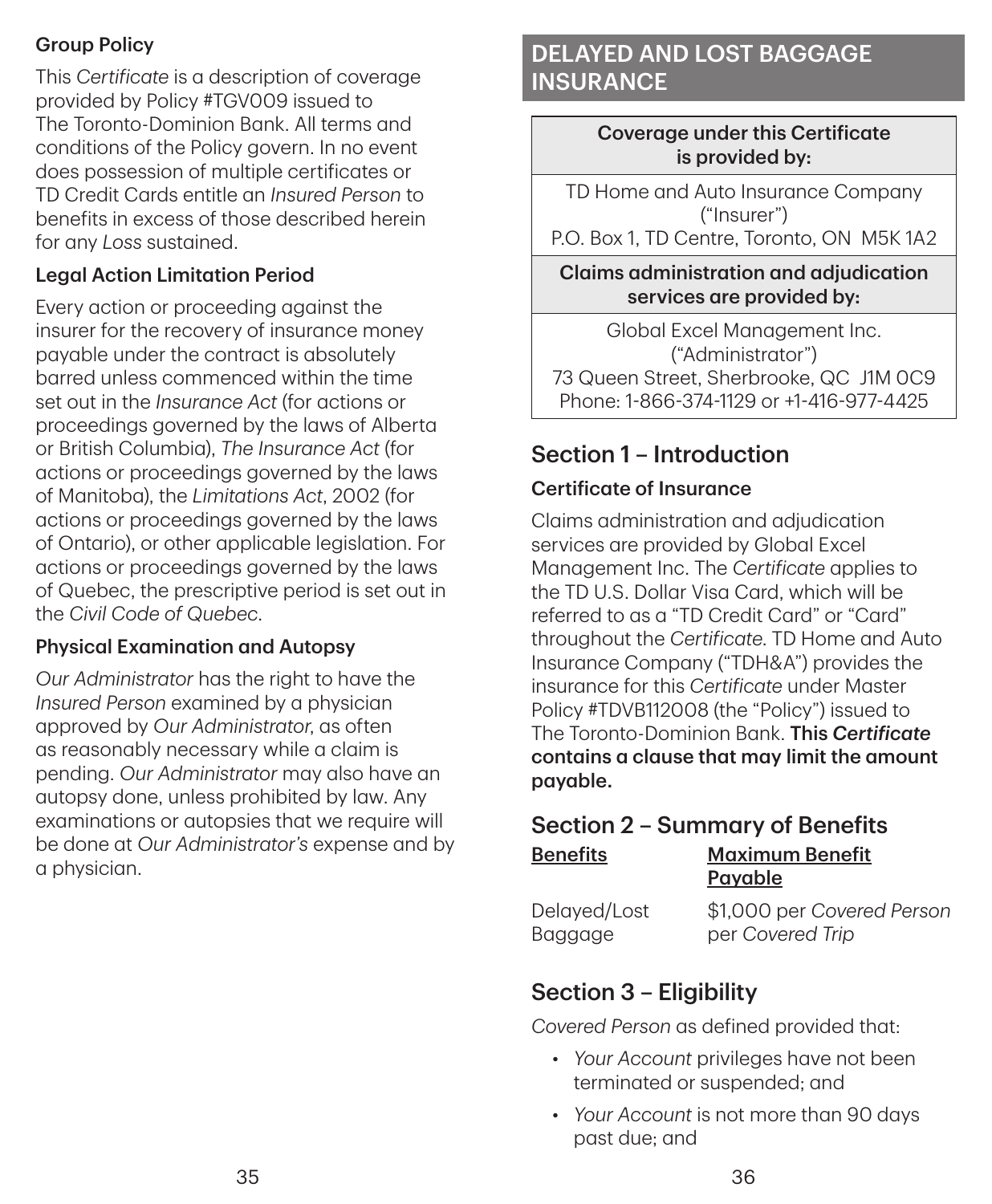### Group Policy

This *Certificate* is a description of coverage provided by Policy #TGV009 issued to The Toronto-Dominion Bank. All terms and conditions of the Policy govern. In no event does possession of multiple certificates or TD Credit Cards entitle an *Insured Person* to benefits in excess of those described herein for any *Loss* sustained.

### Legal Action Limitation Period

Every action or proceeding against the insurer for the recovery of insurance money payable under the contract is absolutely barred unless commenced within the time set out in the *Insurance Act* (for actions or proceedings governed by the laws of Alberta or British Columbia), *The Insurance Act* (for actions or proceedings governed by the laws of Manitoba), the *Limitations Act*, 2002 (for actions or proceedings governed by the laws of Ontario), or other applicable legislation. For actions or proceedings governed by the laws of Quebec, the prescriptive period is set out in the *Civil Code of Quebec*.

### Physical Examination and Autopsy

*Our Administrator* has the right to have the *Insured Person* examined by a physician approved by *Our Administrator*, as often as reasonably necessary while a claim is pending. *Our Administrator* may also have an autopsy done, unless prohibited by law. Any examinations or autopsies that we require will be done at *Our Administrator's* expense and by a physician.

# DELAYED AND LOST BAGGAGE INSURANCE

| Coverage under this Certificate is provided by: |
| --- |
| TD Home and Auto Insurance Company ("Insurer")<br>P.O. Box 1, TD Centre, Toronto, ON M5K 1A2 |
| **Claims administration and adjudication services are provided by:** |
| Global Excel Management Inc. ("Administrator")<br>73 Queen Street, Sherbrooke, QC J1M 0C9<br>Phone: 1-866-374-1129 or +1-416-977-4425 |

## Section 1 – Introduction

### Certificate of Insurance

Claims administration and adjudication services are provided by Global Excel Management Inc. The *Certificate* applies to the TD U.S. Dollar Visa Card, which will be referred to as a "TD Credit Card" or "Card" throughout the *Certificate*. TD Home and Auto Insurance Company ("TDH&A") provides the insurance for this *Certificate* under Master Policy #TDVB112008 (the "Policy") issued to The Toronto-Dominion Bank. **This *Certificate* contains a clause that may limit the amount payable.**

## Section 2 – Summary of Benefits

| Benefits | Maximum Benefit Payable |
| --- | --- |
| Delayed/Lost Baggage | $1,000 per *Covered Person* per *Covered Trip* |

## Section 3 – Eligibility

*Covered Person* as defined provided that:

- *Your Account* privileges have not been terminated or suspended; and
- *Your Account* is not more than 90 days past due; and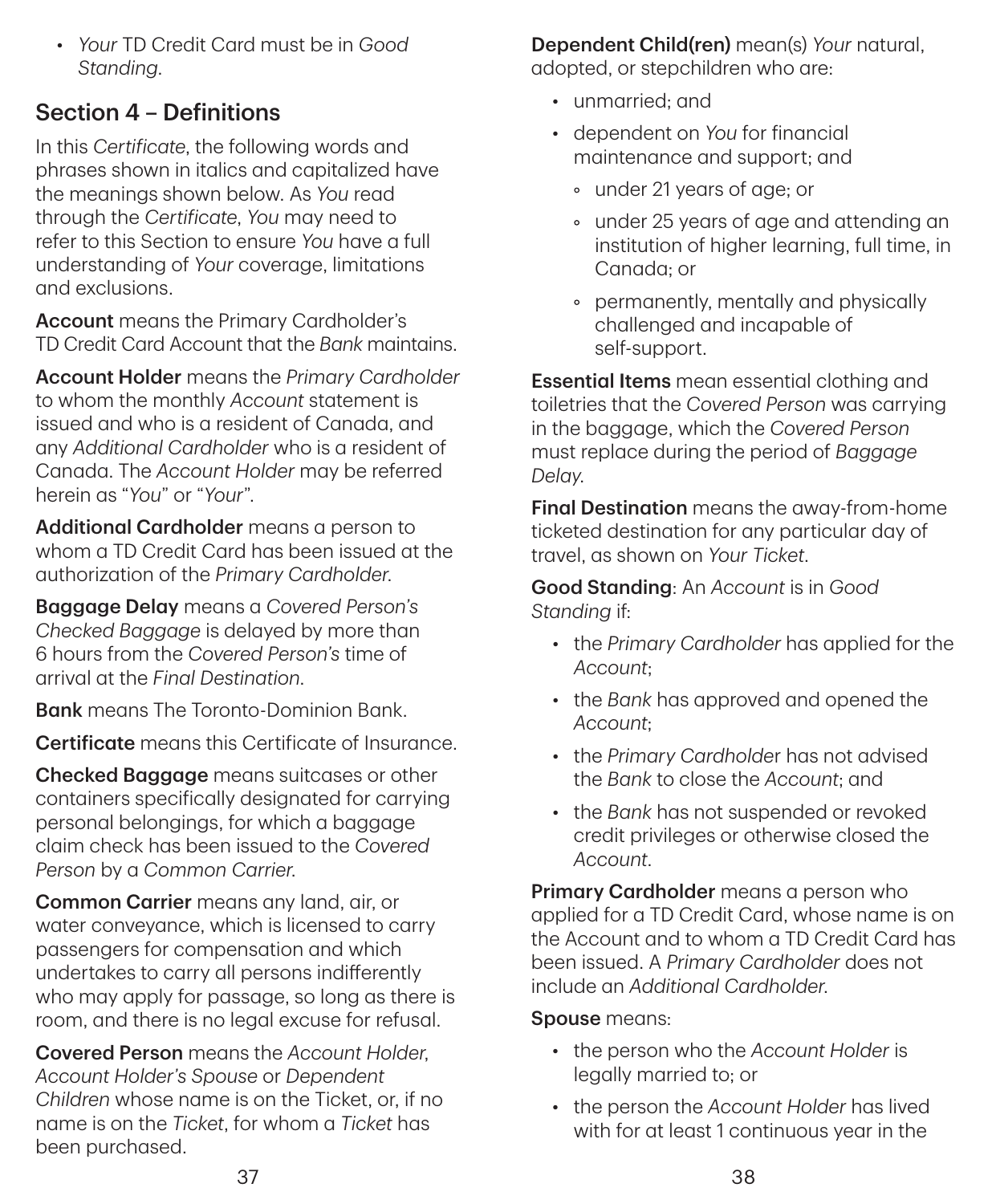- *Your* TD Credit Card must be in *Good Standing*.

## Section 4 – Definitions

In this *Certificate*, the following words and phrases shown in italics and capitalized have the meanings shown below. As *You* read through the *Certificate*, *You* may need to refer to this Section to ensure *You* have a full understanding of *Your* coverage, limitations and exclusions.

**Account** means the Primary Cardholder's TD Credit Card Account that the *Bank* maintains.

**Account Holder** means the *Primary Cardholder* to whom the monthly *Account* statement is issued and who is a resident of Canada, and any *Additional Cardholder* who is a resident of Canada. The *Account Holder* may be referred herein as "*You*" or "*Your*".

**Additional Cardholder** means a person to whom a TD Credit Card has been issued at the authorization of the *Primary Cardholder*.

**Baggage Delay** means a *Covered Person's Checked Baggage* is delayed by more than 6 hours from the *Covered Person's* time of arrival at the *Final Destination*.

**Bank** means The Toronto-Dominion Bank.

**Certificate** means this Certificate of Insurance.

**Checked Baggage** means suitcases or other containers specifically designated for carrying personal belongings, for which a baggage claim check has been issued to the *Covered Person* by a *Common Carrier*.

**Common Carrier** means any land, air, or water conveyance, which is licensed to carry passengers for compensation and which undertakes to carry all persons indifferently who may apply for passage, so long as there is room, and there is no legal excuse for refusal.

**Covered Person** means the *Account Holder*, *Account Holder's Spouse* or *Dependent Children* whose name is on the Ticket, or, if no name is on the *Ticket*, for whom a *Ticket* has been purchased.

**Dependent Child(ren)** mean(s) *Your* natural, adopted, or stepchildren who are:

- unmarried; and
- dependent on *You* for financial maintenance and support; and
  - under 21 years of age; or
  - under 25 years of age and attending an institution of higher learning, full time, in Canada; or
  - permanently, mentally and physically challenged and incapable of self-support.

**Essential Items** mean essential clothing and toiletries that the *Covered Person* was carrying in the baggage, which the *Covered Person* must replace during the period of *Baggage Delay*.

**Final Destination** means the away-from-home ticketed destination for any particular day of travel, as shown on *Your Ticket*.

**Good Standing**: An *Account* is in *Good Standing* if:

- the *Primary Cardholder* has applied for the *Account*;
- the *Bank* has approved and opened the *Account*;
- the *Primary Cardholder* has not advised the *Bank* to close the *Account*; and
- the *Bank* has not suspended or revoked credit privileges or otherwise closed the *Account*.

**Primary Cardholder** means a person who applied for a TD Credit Card, whose name is on the Account and to whom a TD Credit Card has been issued. A *Primary Cardholder* does not include an *Additional Cardholder*.

**Spouse** means:

- the person who the *Account Holder* is legally married to; or
- the person the *Account Holder* has lived with for at least 1 continuous year in the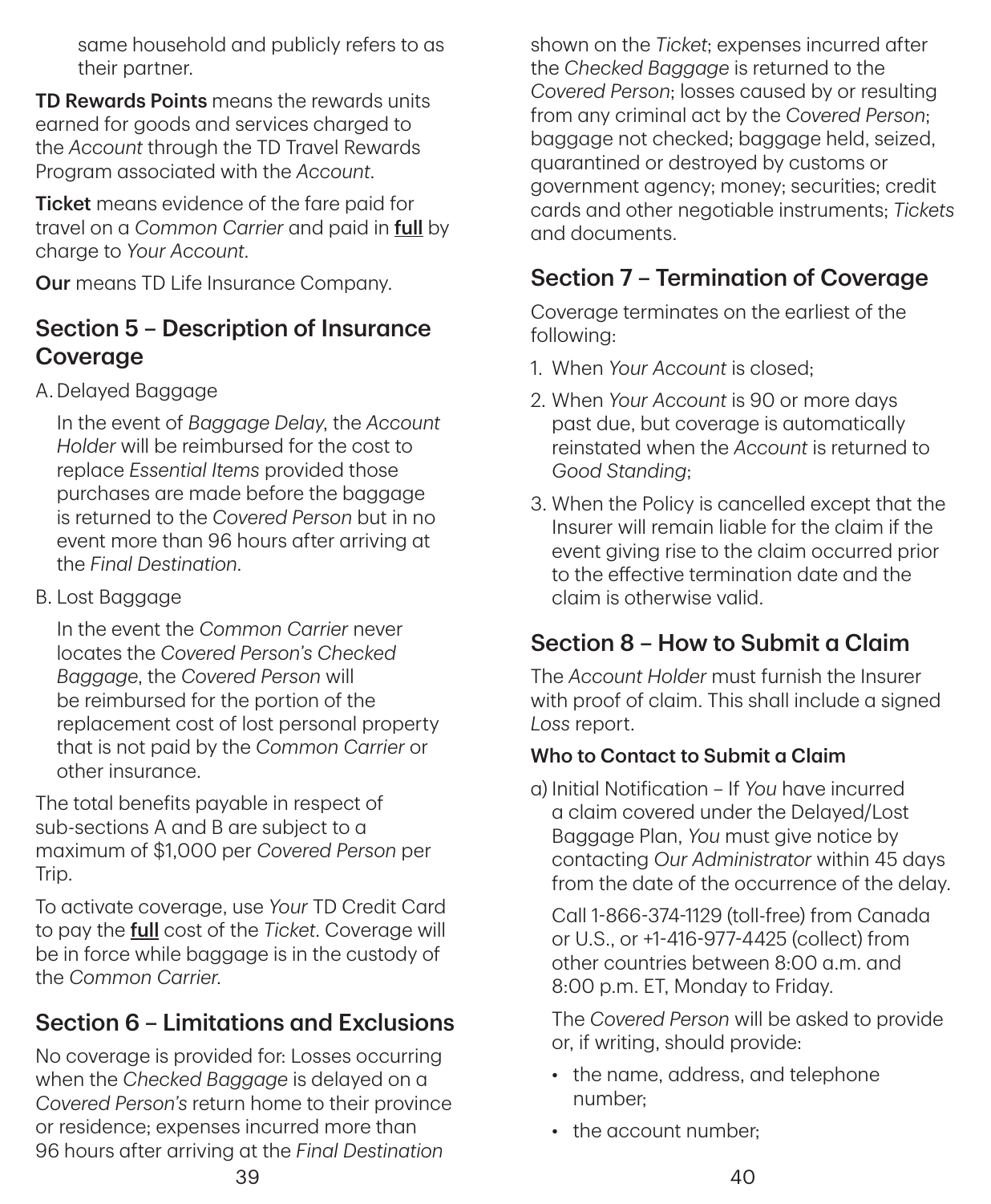same household and publicly refers to as their partner.

**TD Rewards Points** means the rewards units earned for goods and services charged to the *Account* through the TD Travel Rewards Program associated with the *Account*.

**Ticket** means evidence of the fare paid for travel on a *Common Carrier* and paid in **full** by charge to *Your Account*.

**Our** means TD Life Insurance Company.

## Section 5 – Description of Insurance Coverage

A. Delayed Baggage

In the event of *Baggage Delay*, the *Account Holder* will be reimbursed for the cost to replace *Essential Items* provided those purchases are made before the baggage is returned to the *Covered Person* but in no event more than 96 hours after arriving at the *Final Destination*.

B. Lost Baggage

In the event the *Common Carrier* never locates the *Covered Person's Checked Baggage*, the *Covered Person* will be reimbursed for the portion of the replacement cost of lost personal property that is not paid by the *Common Carrier* or other insurance.

The total benefits payable in respect of sub-sections A and B are subject to a maximum of $1,000 per *Covered Person* per Trip.

To activate coverage, use *Your* TD Credit Card to pay the **full** cost of the *Ticket*. Coverage will be in force while baggage is in the custody of the *Common Carrier*.

## Section 6 – Limitations and Exclusions

No coverage is provided for: Losses occurring when the *Checked Baggage* is delayed on a *Covered Person's* return home to their province or residence; expenses incurred more than 96 hours after arriving at the *Final Destination* shown on the *Ticket*; expenses incurred after the *Checked Baggage* is returned to the *Covered Person*; losses caused by or resulting from any criminal act by the *Covered Person*; baggage not checked; baggage held, seized, quarantined or destroyed by customs or government agency; money; securities; credit cards and other negotiable instruments; *Tickets* and documents.

## Section 7 – Termination of Coverage

Coverage terminates on the earliest of the following:

1. When *Your Account* is closed;
2. When *Your Account* is 90 or more days past due, but coverage is automatically reinstated when the *Account* is returned to *Good Standing*;
3. When the Policy is cancelled except that the Insurer will remain liable for the claim if the event giving rise to the claim occurred prior to the effective termination date and the claim is otherwise valid.

## Section 8 – How to Submit a Claim

The *Account Holder* must furnish the Insurer with proof of claim. This shall include a signed *Loss* report.

### Who to Contact to Submit a Claim

a) Initial Notification – If *You* have incurred a claim covered under the Delayed/Lost Baggage Plan, *You* must give notice by contacting *Our Administrator* within 45 days from the date of the occurrence of the delay.

Call 1-866-374-1129 (toll-free) from Canada or U.S., or +1-416-977-4425 (collect) from other countries between 8:00 a.m. and 8:00 p.m. ET, Monday to Friday.

The *Covered Person* will be asked to provide or, if writing, should provide:

- the name, address, and telephone number;
- the account number;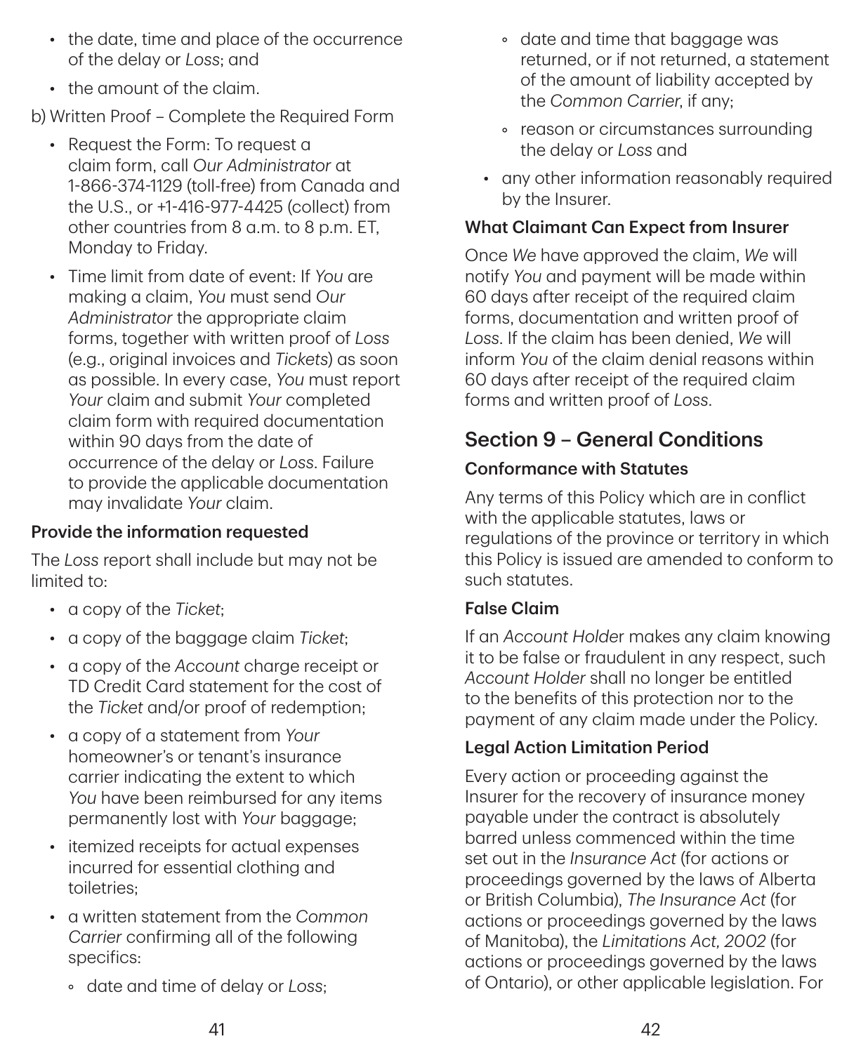- the date, time and place of the occurrence of the delay or *Loss*; and
- the amount of the claim.

b) Written Proof – Complete the Required Form

- Request the Form: To request a claim form, call *Our Administrator* at 1-866-374-1129 (toll-free) from Canada and the U.S., or +1-416-977-4425 (collect) from other countries from 8 a.m. to 8 p.m. ET, Monday to Friday.
- Time limit from date of event: If *You* are making a claim, *You* must send *Our Administrator* the appropriate claim forms, together with written proof of *Loss* (e.g., original invoices and *Tickets*) as soon as possible. In every case, *You* must report *Your* claim and submit *Your* completed claim form with required documentation within 90 days from the date of occurrence of the delay or *Loss*. Failure to provide the applicable documentation may invalidate *Your* claim.

**Provide the information requested**

The *Loss* report shall include but may not be limited to:

- a copy of the *Ticket*;
- a copy of the baggage claim *Ticket*;
- a copy of the *Account* charge receipt or TD Credit Card statement for the cost of the *Ticket* and/or proof of redemption;
- a copy of a statement from *Your* homeowner's or tenant's insurance carrier indicating the extent to which *You* have been reimbursed for any items permanently lost with *Your* baggage;
- itemized receipts for actual expenses incurred for essential clothing and toiletries;
- a written statement from the *Common Carrier* confirming all of the following specifics:
  - date and time of delay or *Loss*;
  - date and time that baggage was returned, or if not returned, a statement of the amount of liability accepted by the *Common Carrier*, if any;
  - reason or circumstances surrounding the delay or *Loss* and
- any other information reasonably required by the Insurer.

**What Claimant Can Expect from Insurer**

Once *We* have approved the claim, *We* will notify *You* and payment will be made within 60 days after receipt of the required claim forms, documentation and written proof of *Loss*. If the claim has been denied, *We* will inform *You* of the claim denial reasons within 60 days after receipt of the required claim forms and written proof of *Loss*.

## Section 9 – General Conditions

**Conformance with Statutes**

Any terms of this Policy which are in conflict with the applicable statutes, laws or regulations of the province or territory in which this Policy is issued are amended to conform to such statutes.

**False Claim**

If an *Account Holder* makes any claim knowing it to be false or fraudulent in any respect, such *Account Holder* shall no longer be entitled to the benefits of this protection nor to the payment of any claim made under the Policy.

**Legal Action Limitation Period**

Every action or proceeding against the Insurer for the recovery of insurance money payable under the contract is absolutely barred unless commenced within the time set out in the *Insurance Act* (for actions or proceedings governed by the laws of Alberta or British Columbia), *The Insurance Act* (for actions or proceedings governed by the laws of Manitoba), the *Limitations Act, 2002* (for actions or proceedings governed by the laws of Ontario), or other applicable legislation. For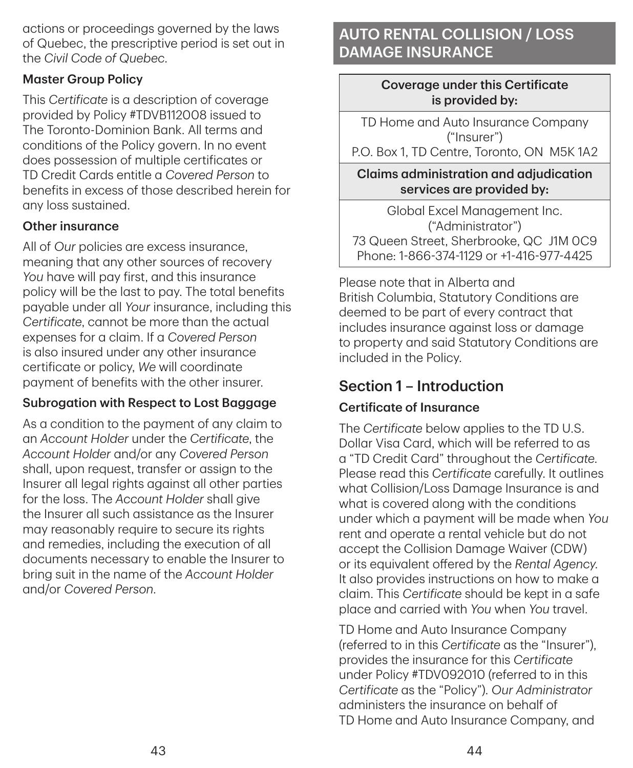actions or proceedings governed by the laws of Quebec, the prescriptive period is set out in the *Civil Code of Quebec*.

### Master Group Policy

This *Certificate* is a description of coverage provided by Policy #TDVB112008 issued to The Toronto-Dominion Bank. All terms and conditions of the Policy govern. In no event does possession of multiple certificates or TD Credit Cards entitle a *Covered Person* to benefits in excess of those described herein for any loss sustained.

### Other insurance

All of *Our* policies are excess insurance, meaning that any other sources of recovery *You* have will pay first, and this insurance policy will be the last to pay. The total benefits payable under all *Your* insurance, including this *Certificate*, cannot be more than the actual expenses for a claim. If a *Covered Person* is also insured under any other insurance certificate or policy, *We* will coordinate payment of benefits with the other insurer.

### Subrogation with Respect to Lost Baggage

As a condition to the payment of any claim to an *Account Holder* under the *Certificate*, the *Account Holder* and/or any *Covered Person* shall, upon request, transfer or assign to the Insurer all legal rights against all other parties for the loss. The *Account Holder* shall give the Insurer all such assistance as the Insurer may reasonably require to secure its rights and remedies, including the execution of all documents necessary to enable the Insurer to bring suit in the name of the *Account Holder* and/or *Covered Person*.

# AUTO RENTAL COLLISION / LOSS DAMAGE INSURANCE

| Coverage under this Certificate is provided by: |
|---|
| TD Home and Auto Insurance Company ("Insurer") P.O. Box 1, TD Centre, Toronto, ON M5K 1A2 |
| **Claims administration and adjudication services are provided by:** |
| Global Excel Management Inc. ("Administrator") 73 Queen Street, Sherbrooke, QC J1M 0C9 Phone: 1-866-374-1129 or +1-416-977-4425 |

Please note that in Alberta and British Columbia, Statutory Conditions are deemed to be part of every contract that includes insurance against loss or damage to property and said Statutory Conditions are included in the Policy.

## Section 1 – Introduction

### Certificate of Insurance

The *Certificate* below applies to the TD U.S. Dollar Visa Card, which will be referred to as a "TD Credit Card" throughout the *Certificate*. Please read this *Certificate* carefully. It outlines what Collision/Loss Damage Insurance is and what is covered along with the conditions under which a payment will be made when *You* rent and operate a rental vehicle but do not accept the Collision Damage Waiver (CDW) or its equivalent offered by the *Rental Agency*. It also provides instructions on how to make a claim. This *Certificate* should be kept in a safe place and carried with *You* when *You* travel.

TD Home and Auto Insurance Company (referred to in this *Certificate* as the "Insurer"), provides the insurance for this *Certificate* under Policy #TDV092010 (referred to in this *Certificate* as the "Policy"). *Our Administrator* administers the insurance on behalf of TD Home and Auto Insurance Company, and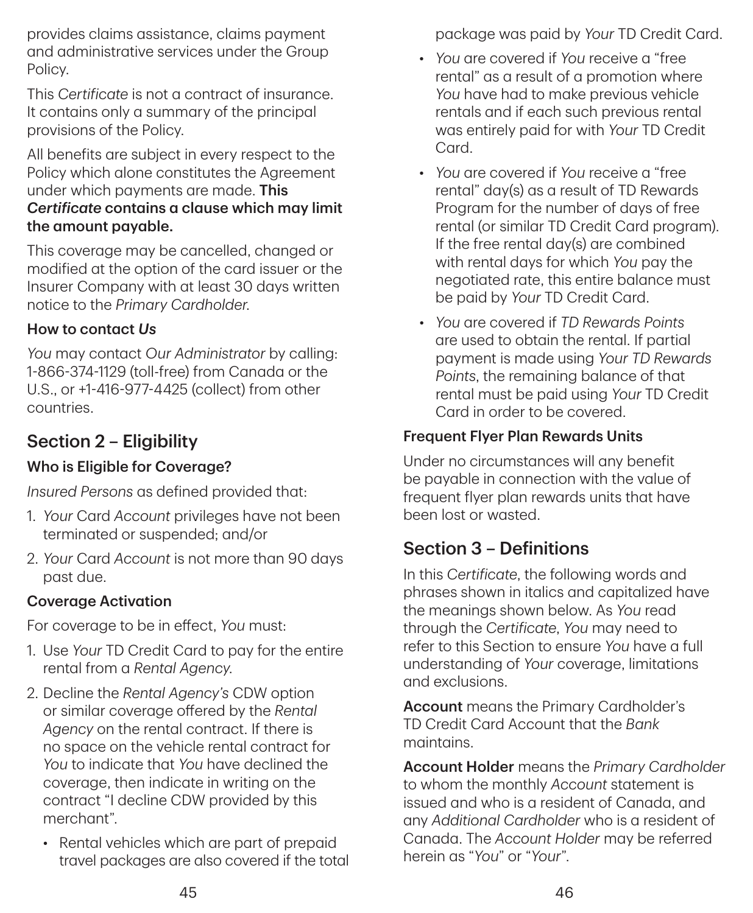provides claims assistance, claims payment and administrative services under the Group Policy.

This *Certificate* is not a contract of insurance. It contains only a summary of the principal provisions of the Policy.

All benefits are subject in every respect to the Policy which alone constitutes the Agreement under which payments are made. **This *Certificate* contains a clause which may limit the amount payable.**

This coverage may be cancelled, changed or modified at the option of the card issuer or the Insurer Company with at least 30 days written notice to the *Primary Cardholder*.

**How to contact *Us***

*You* may contact *Our Administrator* by calling: 1-866-374-1129 (toll-free) from Canada or the U.S., or +1-416-977-4425 (collect) from other countries.

## Section 2 – Eligibility

### Who is Eligible for Coverage?

*Insured Persons* as defined provided that:

1. *Your* Card *Account* privileges have not been terminated or suspended; and/or
2. *Your* Card *Account* is not more than 90 days past due.

### Coverage Activation

For coverage to be in effect, *You* must:

1. Use *Your* TD Credit Card to pay for the entire rental from a *Rental Agency*.
2. Decline the *Rental Agency's* CDW option or similar coverage offered by the *Rental Agency* on the rental contract. If there is no space on the vehicle rental contract for *You* to indicate that *You* have declined the coverage, then indicate in writing on the contract "I decline CDW provided by this merchant".
   - Rental vehicles which are part of prepaid travel packages are also covered if the total package was paid by *Your* TD Credit Card.
   - *You* are covered if *You* receive a "free rental" as a result of a promotion where *You* have had to make previous vehicle rentals and if each such previous rental was entirely paid for with *Your* TD Credit Card.
   - *You* are covered if *You* receive a "free rental" day(s) as a result of TD Rewards Program for the number of days of free rental (or similar TD Credit Card program). If the free rental day(s) are combined with rental days for which *You* pay the negotiated rate, this entire balance must be paid by *Your* TD Credit Card.
   - *You* are covered if *TD Rewards Points* are used to obtain the rental. If partial payment is made using *Your TD Rewards Points*, the remaining balance of that rental must be paid using *Your* TD Credit Card in order to be covered.

### Frequent Flyer Plan Rewards Units

Under no circumstances will any benefit be payable in connection with the value of frequent flyer plan rewards units that have been lost or wasted.

## Section 3 – Definitions

In this *Certificate*, the following words and phrases shown in italics and capitalized have the meanings shown below. As *You* read through the *Certificate*, *You* may need to refer to this Section to ensure *You* have a full understanding of *Your* coverage, limitations and exclusions.

**Account** means the Primary Cardholder's TD Credit Card Account that the *Bank* maintains.

**Account Holder** means the *Primary Cardholder* to whom the monthly *Account* statement is issued and who is a resident of Canada, and any *Additional Cardholder* who is a resident of Canada. The *Account Holder* may be referred herein as "*You*" or "*Your*".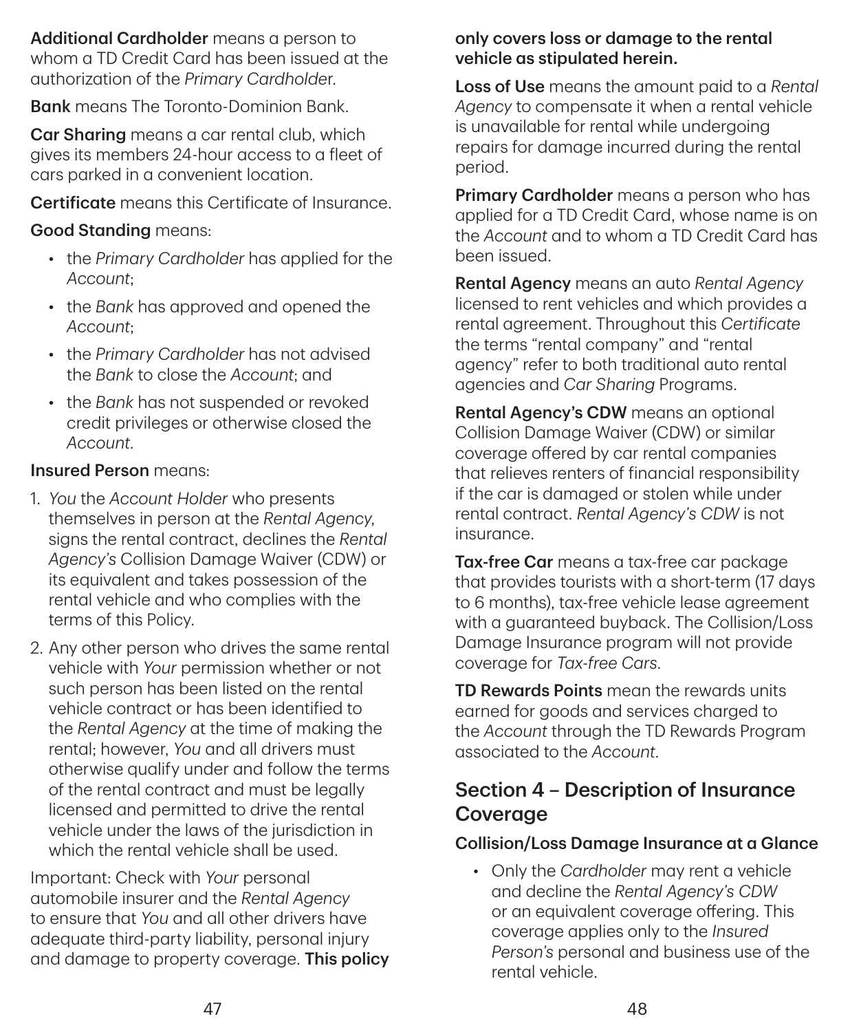**Additional Cardholder** means a person to whom a TD Credit Card has been issued at the authorization of the *Primary Cardholder*.

**Bank** means The Toronto-Dominion Bank.

**Car Sharing** means a car rental club, which gives its members 24-hour access to a fleet of cars parked in a convenient location.

**Certificate** means this Certificate of Insurance.

**Good Standing** means:

- the *Primary Cardholder* has applied for the *Account*;
- the *Bank* has approved and opened the *Account*;
- the *Primary Cardholder* has not advised the *Bank* to close the *Account*; and
- the *Bank* has not suspended or revoked credit privileges or otherwise closed the *Account*.

**Insured Person** means:

1. *You* the *Account Holder* who presents themselves in person at the *Rental Agency*, signs the rental contract, declines the *Rental Agency's* Collision Damage Waiver (CDW) or its equivalent and takes possession of the rental vehicle and who complies with the terms of this Policy.
2. Any other person who drives the same rental vehicle with *Your* permission whether or not such person has been listed on the rental vehicle contract or has been identified to the *Rental Agency* at the time of making the rental; however, *You* and all drivers must otherwise qualify under and follow the terms of the rental contract and must be legally licensed and permitted to drive the rental vehicle under the laws of the jurisdiction in which the rental vehicle shall be used.

Important: Check with *Your* personal automobile insurer and the *Rental Agency* to ensure that *You* and all other drivers have adequate third-party liability, personal injury and damage to property coverage. **This policy only covers loss or damage to the rental vehicle as stipulated herein.**

**Loss of Use** means the amount paid to a *Rental Agency* to compensate it when a rental vehicle is unavailable for rental while undergoing repairs for damage incurred during the rental period.

**Primary Cardholder** means a person who has applied for a TD Credit Card, whose name is on the *Account* and to whom a TD Credit Card has been issued.

**Rental Agency** means an auto *Rental Agency* licensed to rent vehicles and which provides a rental agreement. Throughout this *Certificate* the terms "rental company" and "rental agency" refer to both traditional auto rental agencies and *Car Sharing* Programs.

**Rental Agency's CDW** means an optional Collision Damage Waiver (CDW) or similar coverage offered by car rental companies that relieves renters of financial responsibility if the car is damaged or stolen while under rental contract. *Rental Agency's CDW* is not insurance.

**Tax-free Car** means a tax-free car package that provides tourists with a short-term (17 days to 6 months), tax-free vehicle lease agreement with a guaranteed buyback. The Collision/Loss Damage Insurance program will not provide coverage for *Tax-free Cars*.

**TD Rewards Points** mean the rewards units earned for goods and services charged to the *Account* through the TD Rewards Program associated to the *Account*.

## Section 4 – Description of Insurance Coverage

### Collision/Loss Damage Insurance at a Glance

- Only the *Cardholder* may rent a vehicle and decline the *Rental Agency's CDW* or an equivalent coverage offering. This coverage applies only to the *Insured Person's* personal and business use of the rental vehicle.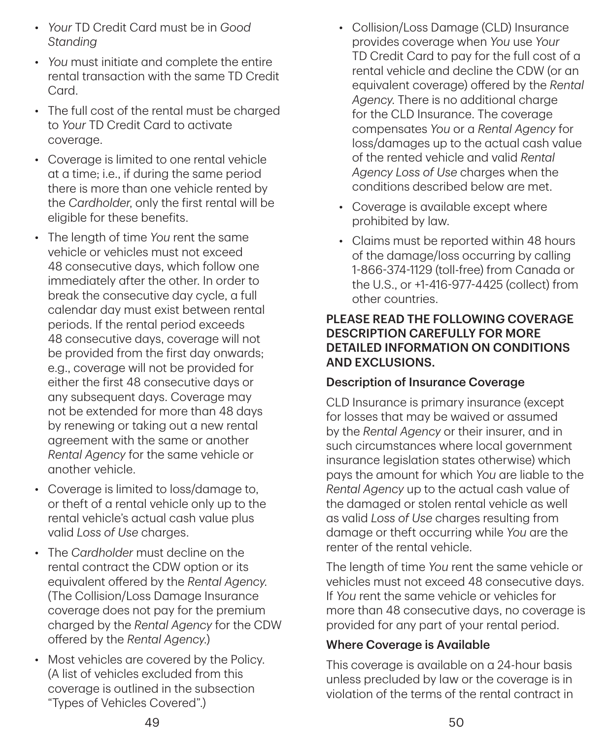- *Your* TD Credit Card must be in *Good Standing*
- *You* must initiate and complete the entire rental transaction with the same TD Credit Card.
- The full cost of the rental must be charged to *Your* TD Credit Card to activate coverage.
- Coverage is limited to one rental vehicle at a time; i.e., if during the same period there is more than one vehicle rented by the *Cardholder*, only the first rental will be eligible for these benefits.
- The length of time *You* rent the same vehicle or vehicles must not exceed 48 consecutive days, which follow one immediately after the other. In order to break the consecutive day cycle, a full calendar day must exist between rental periods. If the rental period exceeds 48 consecutive days, coverage will not be provided from the first day onwards; e.g., coverage will not be provided for either the first 48 consecutive days or any subsequent days. Coverage may not be extended for more than 48 days by renewing or taking out a new rental agreement with the same or another *Rental Agency* for the same vehicle or another vehicle.
- Coverage is limited to loss/damage to, or theft of a rental vehicle only up to the rental vehicle's actual cash value plus valid *Loss of Use* charges.
- The *Cardholder* must decline on the rental contract the CDW option or its equivalent offered by the *Rental Agency*. (The Collision/Loss Damage Insurance coverage does not pay for the premium charged by the *Rental Agency* for the CDW offered by the *Rental Agency*.)
- Most vehicles are covered by the Policy. (A list of vehicles excluded from this coverage is outlined in the subsection "Types of Vehicles Covered".)
- Collision/Loss Damage (CLD) Insurance provides coverage when *You* use *Your* TD Credit Card to pay for the full cost of a rental vehicle and decline the CDW (or an equivalent coverage) offered by the *Rental Agency*. There is no additional charge for the CLD Insurance. The coverage compensates *You* or a *Rental Agency* for loss/damages up to the actual cash value of the rented vehicle and valid *Rental Agency Loss of Use* charges when the conditions described below are met.
- Coverage is available except where prohibited by law.
- Claims must be reported within 48 hours of the damage/loss occurring by calling 1-866-374-1129 (toll-free) from Canada or the U.S., or +1-416-977-4425 (collect) from other countries.

**PLEASE READ THE FOLLOWING COVERAGE DESCRIPTION CAREFULLY FOR MORE DETAILED INFORMATION ON CONDITIONS AND EXCLUSIONS.**

### Description of Insurance Coverage

CLD Insurance is primary insurance (except for losses that may be waived or assumed by the *Rental Agency* or their insurer, and in such circumstances where local government insurance legislation states otherwise) which pays the amount for which *You* are liable to the *Rental Agency* up to the actual cash value of the damaged or stolen rental vehicle as well as valid *Loss of Use* charges resulting from damage or theft occurring while *You* are the renter of the rental vehicle.

The length of time *You* rent the same vehicle or vehicles must not exceed 48 consecutive days. If *You* rent the same vehicle or vehicles for more than 48 consecutive days, no coverage is provided for any part of your rental period.

### Where Coverage is Available

This coverage is available on a 24-hour basis unless precluded by law or the coverage is in violation of the terms of the rental contract in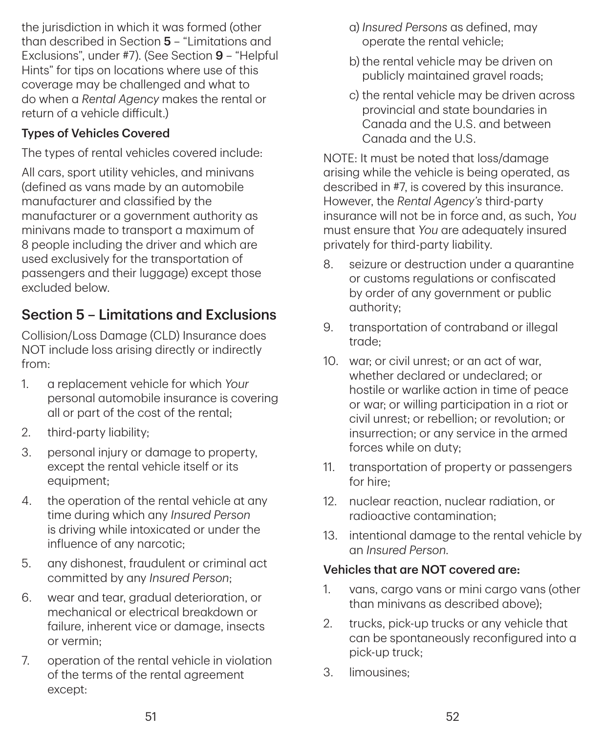the jurisdiction in which it was formed (other than described in Section **5** – "Limitations and Exclusions", under #7). (See Section **9** – "Helpful Hints" for tips on locations where use of this coverage may be challenged and what to do when a *Rental Agency* makes the rental or return of a vehicle difficult.)

**Types of Vehicles Covered**

The types of rental vehicles covered include:

All cars, sport utility vehicles, and minivans (defined as vans made by an automobile manufacturer and classified by the manufacturer or a government authority as minivans made to transport a maximum of 8 people including the driver and which are used exclusively for the transportation of passengers and their luggage) except those excluded below.

## Section 5 – Limitations and Exclusions

Collision/Loss Damage (CLD) Insurance does NOT include loss arising directly or indirectly from:

1. a replacement vehicle for which *Your* personal automobile insurance is covering all or part of the cost of the rental;
2. third-party liability;
3. personal injury or damage to property, except the rental vehicle itself or its equipment;
4. the operation of the rental vehicle at any time during which any *Insured Person* is driving while intoxicated or under the influence of any narcotic;
5. any dishonest, fraudulent or criminal act committed by any *Insured Person*;
6. wear and tear, gradual deterioration, or mechanical or electrical breakdown or failure, inherent vice or damage, insects or vermin;
7. operation of the rental vehicle in violation of the terms of the rental agreement except:
   a) *Insured Persons* as defined, may operate the rental vehicle;
   b) the rental vehicle may be driven on publicly maintained gravel roads;
   c) the rental vehicle may be driven across provincial and state boundaries in Canada and the U.S. and between Canada and the U.S.

   NOTE: It must be noted that loss/damage arising while the vehicle is being operated, as described in #7, is covered by this insurance. However, the *Rental Agency's* third-party insurance will not be in force and, as such, *You* must ensure that *You* are adequately insured privately for third-party liability.
8. seizure or destruction under a quarantine or customs regulations or confiscated by order of any government or public authority;
9. transportation of contraband or illegal trade;
10. war; or civil unrest; or an act of war, whether declared or undeclared; or hostile or warlike action in time of peace or war; or willing participation in a riot or civil unrest; or rebellion; or revolution; or insurrection; or any service in the armed forces while on duty;
11. transportation of property or passengers for hire;
12. nuclear reaction, nuclear radiation, or radioactive contamination;
13. intentional damage to the rental vehicle by an *Insured Person*.

**Vehicles that are NOT covered are:**

1. vans, cargo vans or mini cargo vans (other than minivans as described above);
2. trucks, pick-up trucks or any vehicle that can be spontaneously reconfigured into a pick-up truck;
3. limousines;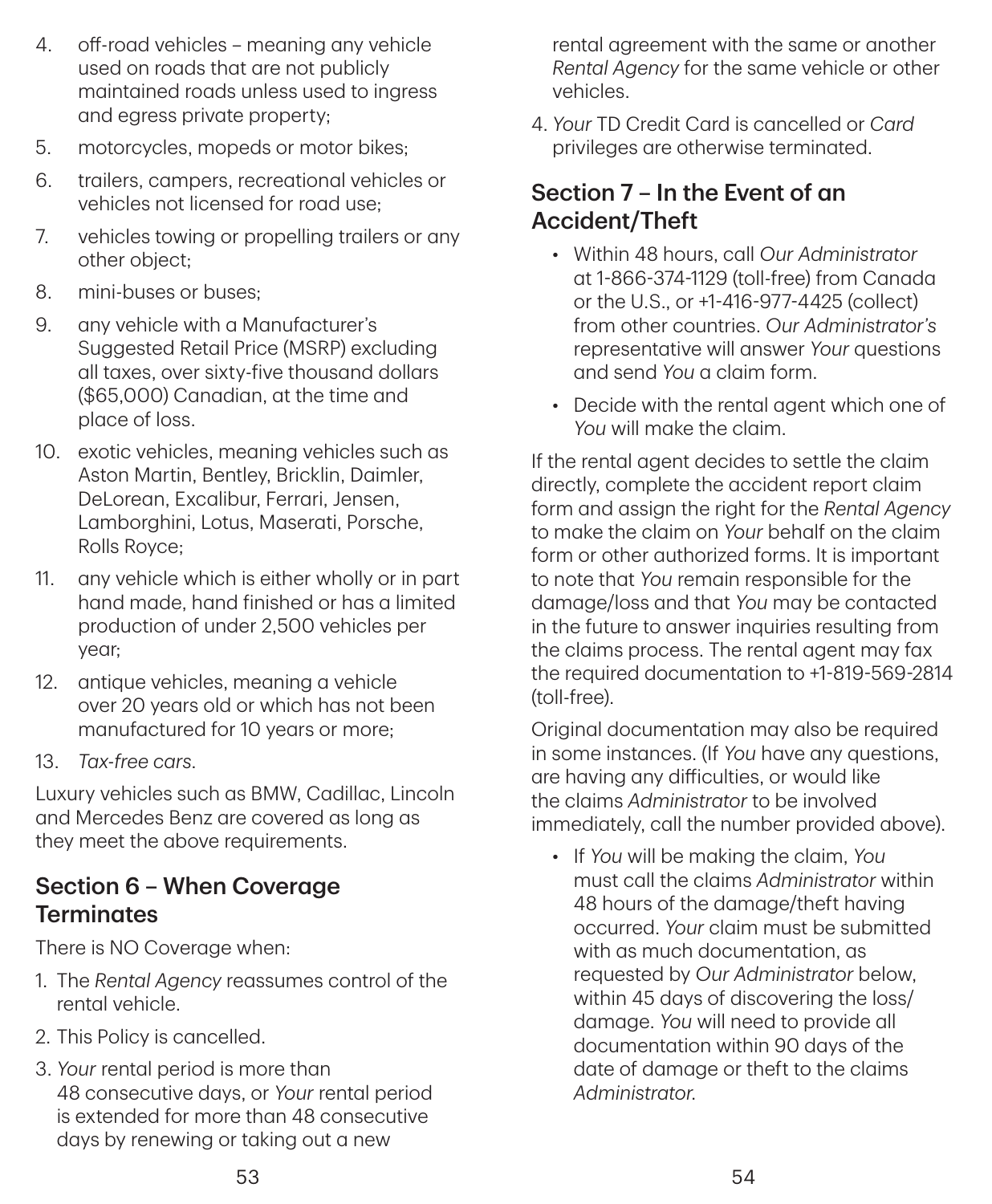4. off-road vehicles – meaning any vehicle used on roads that are not publicly maintained roads unless used to ingress and egress private property;
5. motorcycles, mopeds or motor bikes;
6. trailers, campers, recreational vehicles or vehicles not licensed for road use;
7. vehicles towing or propelling trailers or any other object;
8. mini-buses or buses;
9. any vehicle with a Manufacturer's Suggested Retail Price (MSRP) excluding all taxes, over sixty-five thousand dollars ($65,000) Canadian, at the time and place of loss.
10. exotic vehicles, meaning vehicles such as Aston Martin, Bentley, Bricklin, Daimler, DeLorean, Excalibur, Ferrari, Jensen, Lamborghini, Lotus, Maserati, Porsche, Rolls Royce;
11. any vehicle which is either wholly or in part hand made, hand finished or has a limited production of under 2,500 vehicles per year;
12. antique vehicles, meaning a vehicle over 20 years old or which has not been manufactured for 10 years or more;
13. *Tax-free cars*.

Luxury vehicles such as BMW, Cadillac, Lincoln and Mercedes Benz are covered as long as they meet the above requirements.

## Section 6 – When Coverage Terminates

There is NO Coverage when:

1. The *Rental Agency* reassumes control of the rental vehicle.
2. This Policy is cancelled.
3. *Your* rental period is more than 48 consecutive days, or *Your* rental period is extended for more than 48 consecutive days by renewing or taking out a new rental agreement with the same or another *Rental Agency* for the same vehicle or other vehicles.
4. *Your* TD Credit Card is cancelled or *Card* privileges are otherwise terminated.

## Section 7 – In the Event of an Accident/Theft

- Within 48 hours, call *Our Administrator* at 1-866-374-1129 (toll-free) from Canada or the U.S., or +1-416-977-4425 (collect) from other countries. *Our Administrator's* representative will answer *Your* questions and send *You* a claim form.
- Decide with the rental agent which one of *You* will make the claim.

If the rental agent decides to settle the claim directly, complete the accident report claim form and assign the right for the *Rental Agency* to make the claim on *Your* behalf on the claim form or other authorized forms. It is important to note that *You* remain responsible for the damage/loss and that *You* may be contacted in the future to answer inquiries resulting from the claims process. The rental agent may fax the required documentation to +1-819-569-2814 (toll-free).

Original documentation may also be required in some instances. (If *You* have any questions, are having any difficulties, or would like the claims *Administrator* to be involved immediately, call the number provided above).

- If *You* will be making the claim, *You* must call the claims *Administrator* within 48 hours of the damage/theft having occurred. *Your* claim must be submitted with as much documentation, as requested by *Our Administrator* below, within 45 days of discovering the loss/damage. *You* will need to provide all documentation within 90 days of the date of damage or theft to the claims *Administrator*.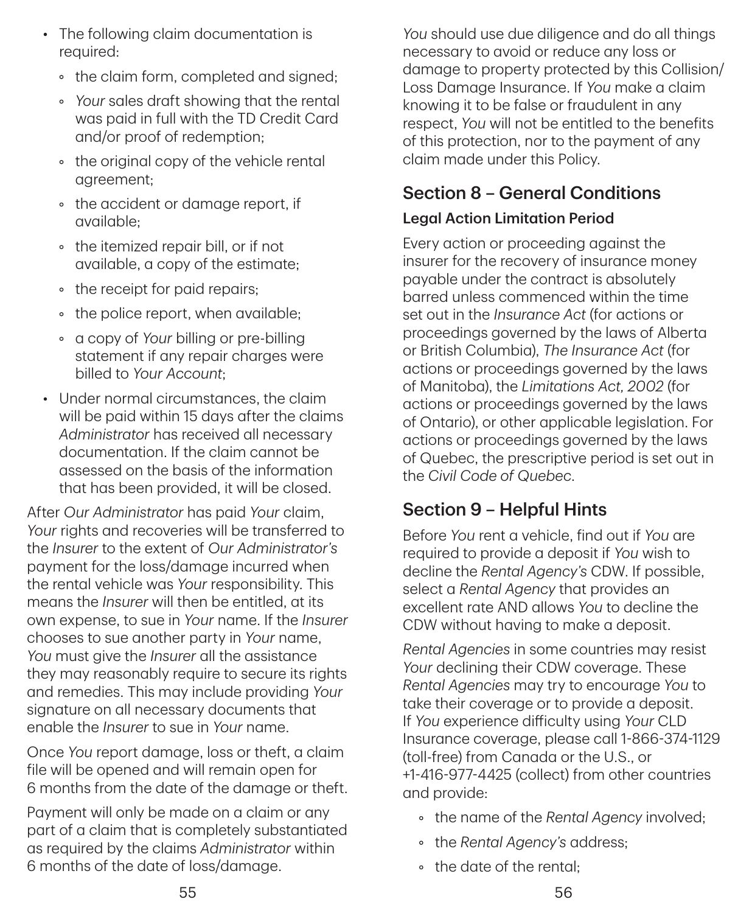- The following claim documentation is required:
  - the claim form, completed and signed;
  - *Your* sales draft showing that the rental was paid in full with the TD Credit Card and/or proof of redemption;
  - the original copy of the vehicle rental agreement;
  - the accident or damage report, if available;
  - the itemized repair bill, or if not available, a copy of the estimate;
  - the receipt for paid repairs;
  - the police report, when available;
  - a copy of *Your* billing or pre-billing statement if any repair charges were billed to *Your Account*;
- Under normal circumstances, the claim will be paid within 15 days after the claims *Administrator* has received all necessary documentation. If the claim cannot be assessed on the basis of the information that has been provided, it will be closed.

After *Our Administrator* has paid *Your* claim, *Your* rights and recoveries will be transferred to the *Insurer* to the extent of *Our Administrator's* payment for the loss/damage incurred when the rental vehicle was *Your* responsibility. This means the *Insurer* will then be entitled, at its own expense, to sue in *Your* name. If the *Insurer* chooses to sue another party in *Your* name, *You* must give the *Insurer* all the assistance they may reasonably require to secure its rights and remedies. This may include providing *Your* signature on all necessary documents that enable the *Insurer* to sue in *Your* name.

Once *You* report damage, loss or theft, a claim file will be opened and will remain open for 6 months from the date of the damage or theft.

Payment will only be made on a claim or any part of a claim that is completely substantiated as required by the claims *Administrator* within 6 months of the date of loss/damage.

*You* should use due diligence and do all things necessary to avoid or reduce any loss or damage to property protected by this Collision/Loss Damage Insurance. If *You* make a claim knowing it to be false or fraudulent in any respect, *You* will not be entitled to the benefits of this protection, nor to the payment of any claim made under this Policy.

## Section 8 – General Conditions

### Legal Action Limitation Period

Every action or proceeding against the insurer for the recovery of insurance money payable under the contract is absolutely barred unless commenced within the time set out in the *Insurance Act* (for actions or proceedings governed by the laws of Alberta or British Columbia), *The Insurance Act* (for actions or proceedings governed by the laws of Manitoba), the *Limitations Act, 2002* (for actions or proceedings governed by the laws of Ontario), or other applicable legislation. For actions or proceedings governed by the laws of Quebec, the prescriptive period is set out in the *Civil Code of Quebec*.

## Section 9 – Helpful Hints

Before *You* rent a vehicle, find out if *You* are required to provide a deposit if *You* wish to decline the *Rental Agency's* CDW. If possible, select a *Rental Agency* that provides an excellent rate AND allows *You* to decline the CDW without having to make a deposit.

*Rental Agencies* in some countries may resist *Your* declining their CDW coverage. These *Rental Agencies* may try to encourage *You* to take their coverage or to provide a deposit. If *You* experience difficulty using *Your* CLD Insurance coverage, please call 1-866-374-1129 (toll-free) from Canada or the U.S., or +1-416-977-4425 (collect) from other countries and provide:

- the name of the *Rental Agency* involved;
- the *Rental Agency's* address;
- the date of the rental;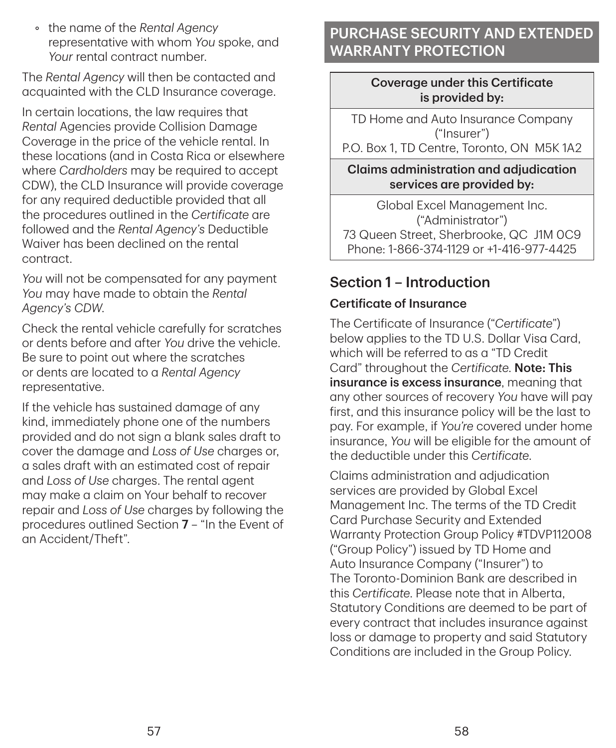- the name of the *Rental Agency* representative with whom *You* spoke, and *Your* rental contract number.

The *Rental Agency* will then be contacted and acquainted with the CLD Insurance coverage.

In certain locations, the law requires that *Rental* Agencies provide Collision Damage Coverage in the price of the vehicle rental. In these locations (and in Costa Rica or elsewhere where *Cardholders* may be required to accept CDW), the CLD Insurance will provide coverage for any required deductible provided that all the procedures outlined in the *Certificate* are followed and the *Rental Agency's* Deductible Waiver has been declined on the rental contract.

*You* will not be compensated for any payment *You* may have made to obtain the *Rental Agency's CDW*.

Check the rental vehicle carefully for scratches or dents before and after *You* drive the vehicle. Be sure to point out where the scratches or dents are located to a *Rental Agency* representative.

If the vehicle has sustained damage of any kind, immediately phone one of the numbers provided and do not sign a blank sales draft to cover the damage and *Loss of Use* charges or, a sales draft with an estimated cost of repair and *Loss of Use* charges. The rental agent may make a claim on Your behalf to recover repair and *Loss of Use* charges by following the procedures outlined Section **7** – "In the Event of an Accident/Theft".

# PURCHASE SECURITY AND EXTENDED WARRANTY PROTECTION

| Coverage under this Certificate is provided by: |
|---|
| TD Home and Auto Insurance Company ("Insurer") P.O. Box 1, TD Centre, Toronto, ON M5K 1A2 |
| **Claims administration and adjudication services are provided by:** |
| Global Excel Management Inc. ("Administrator") 73 Queen Street, Sherbrooke, QC J1M 0C9 Phone: 1-866-374-1129 or +1-416-977-4425 |

## Section 1 – Introduction

### Certificate of Insurance

The Certificate of Insurance ("*Certificate*") below applies to the TD U.S. Dollar Visa Card, which will be referred to as a "TD Credit Card" throughout the *Certificate*. **Note: This insurance is excess insurance**, meaning that any other sources of recovery *You* have will pay first, and this insurance policy will be the last to pay. For example, if *You're* covered under home insurance, *You* will be eligible for the amount of the deductible under this *Certificate*.

Claims administration and adjudication services are provided by Global Excel Management Inc. The terms of the TD Credit Card Purchase Security and Extended Warranty Protection Group Policy #TDVP112008 ("Group Policy") issued by TD Home and Auto Insurance Company ("Insurer") to The Toronto-Dominion Bank are described in this *Certificate*. Please note that in Alberta, Statutory Conditions are deemed to be part of every contract that includes insurance against loss or damage to property and said Statutory Conditions are included in the Group Policy.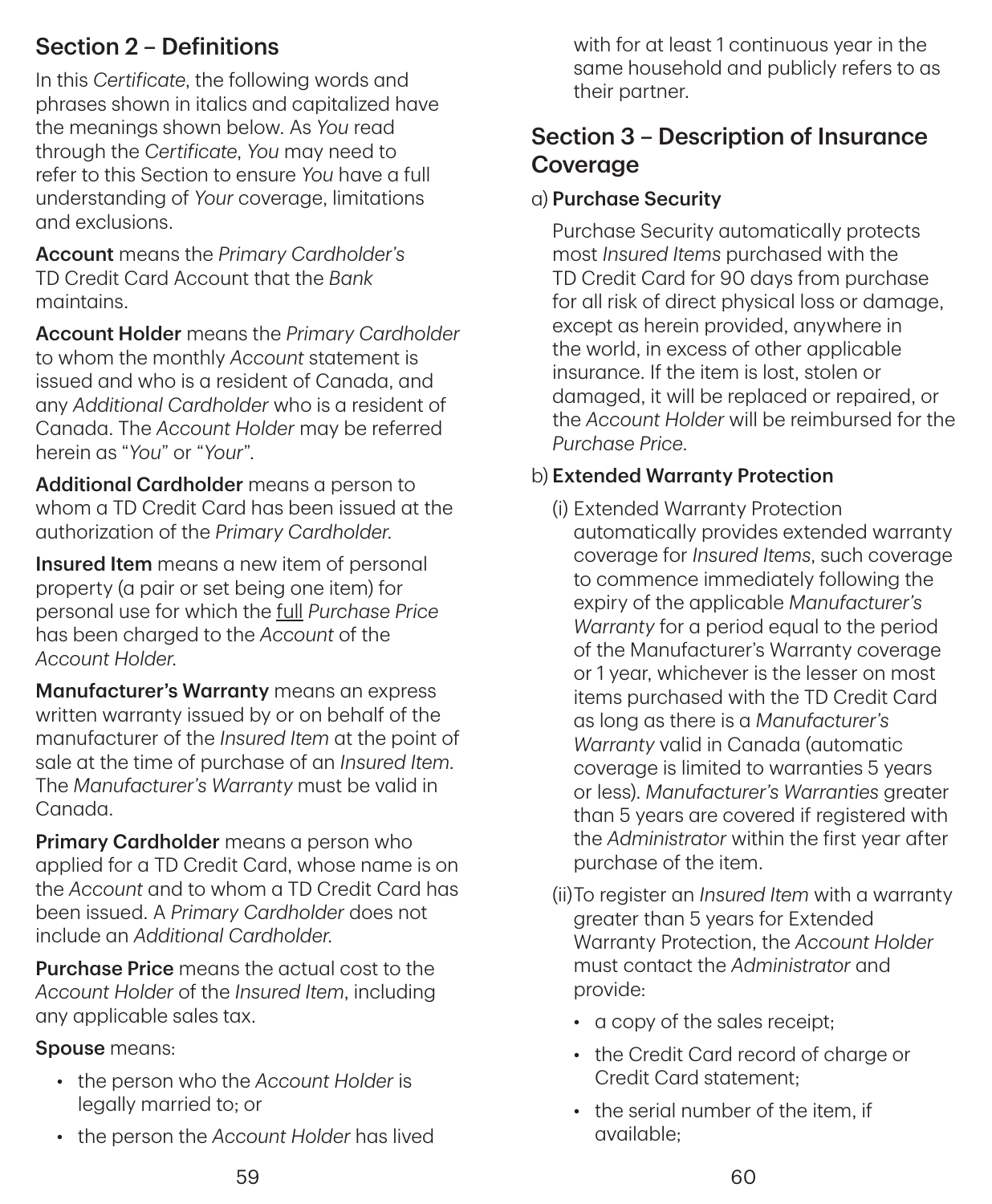## Section 2 – Definitions

In this *Certificate*, the following words and phrases shown in italics and capitalized have the meanings shown below. As *You* read through the *Certificate*, *You* may need to refer to this Section to ensure *You* have a full understanding of *Your* coverage, limitations and exclusions.

**Account** means the *Primary Cardholder's* TD Credit Card Account that the *Bank* maintains.

**Account Holder** means the *Primary Cardholder* to whom the monthly *Account* statement is issued and who is a resident of Canada, and any *Additional Cardholder* who is a resident of Canada. The *Account Holder* may be referred herein as "*You*" or "*Your*".

**Additional Cardholder** means a person to whom a TD Credit Card has been issued at the authorization of the *Primary Cardholder*.

**Insured Item** means a new item of personal property (a pair or set being one item) for personal use for which the <u>full</u> *Purchase Price* has been charged to the *Account* of the *Account Holder*.

**Manufacturer's Warranty** means an express written warranty issued by or on behalf of the manufacturer of the *Insured Item* at the point of sale at the time of purchase of an *Insured Item*. The *Manufacturer's Warranty* must be valid in Canada.

**Primary Cardholder** means a person who applied for a TD Credit Card, whose name is on the *Account* and to whom a TD Credit Card has been issued. A *Primary Cardholder* does not include an *Additional Cardholder*.

**Purchase Price** means the actual cost to the *Account Holder* of the *Insured Item*, including any applicable sales tax.

**Spouse** means:

- the person who the *Account Holder* is legally married to; or
- the person the *Account Holder* has lived with for at least 1 continuous year in the same household and publicly refers to as their partner.

## Section 3 – Description of Insurance Coverage

a) **Purchase Security**

Purchase Security automatically protects most *Insured Items* purchased with the TD Credit Card for 90 days from purchase for all risk of direct physical loss or damage, except as herein provided, anywhere in the world, in excess of other applicable insurance. If the item is lost, stolen or damaged, it will be replaced or repaired, or the *Account Holder* will be reimbursed for the *Purchase Price*.

b) **Extended Warranty Protection**

(i) Extended Warranty Protection automatically provides extended warranty coverage for *Insured Items*, such coverage to commence immediately following the expiry of the applicable *Manufacturer's Warranty* for a period equal to the period of the Manufacturer's Warranty coverage or 1 year, whichever is the lesser on most items purchased with the TD Credit Card as long as there is a *Manufacturer's Warranty* valid in Canada (automatic coverage is limited to warranties 5 years or less). *Manufacturer's Warranties* greater than 5 years are covered if registered with the *Administrator* within the first year after purchase of the item.

(ii) To register an *Insured Item* with a warranty greater than 5 years for Extended Warranty Protection, the *Account Holder* must contact the *Administrator* and provide:

- a copy of the sales receipt;
- the Credit Card record of charge or Credit Card statement;
- the serial number of the item, if available;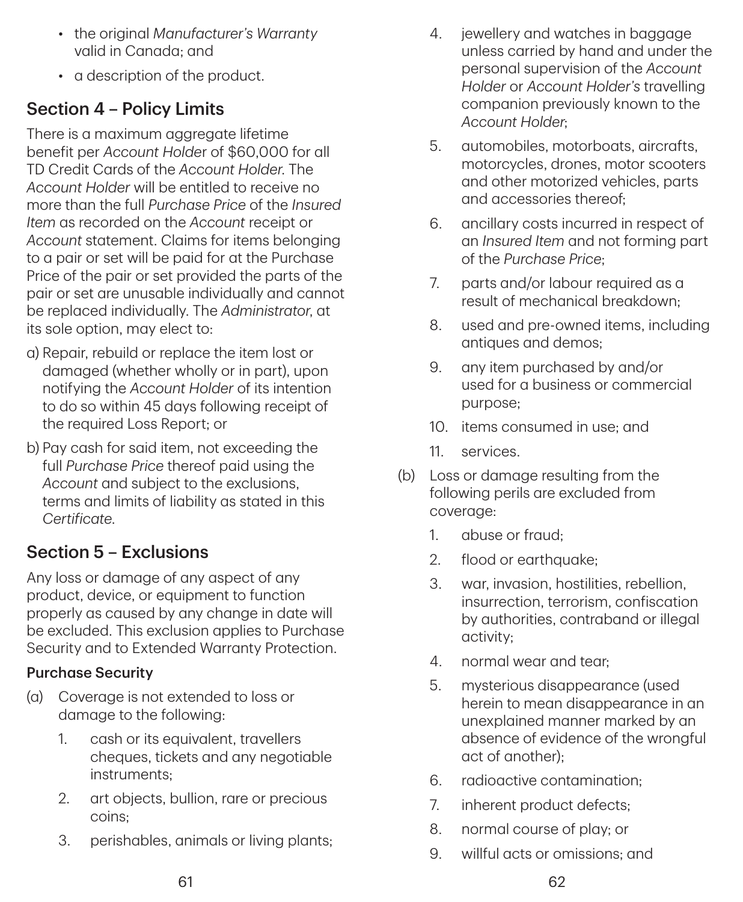- the original *Manufacturer's Warranty* valid in Canada; and
- a description of the product.

## Section 4 – Policy Limits

There is a maximum aggregate lifetime benefit per *Account Holder* of $60,000 for all TD Credit Cards of the *Account Holder*. The *Account Holder* will be entitled to receive no more than the full *Purchase Price* of the *Insured Item* as recorded on the *Account* receipt or *Account* statement. Claims for items belonging to a pair or set will be paid for at the Purchase Price of the pair or set provided the parts of the pair or set are unusable individually and cannot be replaced individually. The *Administrator*, at its sole option, may elect to:

a) Repair, rebuild or replace the item lost or damaged (whether wholly or in part), upon notifying the *Account Holder* of its intention to do so within 45 days following receipt of the required Loss Report; or

b) Pay cash for said item, not exceeding the full *Purchase Price* thereof paid using the *Account* and subject to the exclusions, terms and limits of liability as stated in this *Certificate*.

## Section 5 – Exclusions

Any loss or damage of any aspect of any product, device, or equipment to function properly as caused by any change in date will be excluded. This exclusion applies to Purchase Security and to Extended Warranty Protection.

### Purchase Security

(a) Coverage is not extended to loss or damage to the following:

1. cash or its equivalent, travellers cheques, tickets and any negotiable instruments;
2. art objects, bullion, rare or precious coins;
3. perishables, animals or living plants;
4. jewellery and watches in baggage unless carried by hand and under the personal supervision of the *Account Holder* or *Account Holder's* travelling companion previously known to the *Account Holder*;
5. automobiles, motorboats, aircrafts, motorcycles, drones, motor scooters and other motorized vehicles, parts and accessories thereof;
6. ancillary costs incurred in respect of an *Insured Item* and not forming part of the *Purchase Price*;
7. parts and/or labour required as a result of mechanical breakdown;
8. used and pre-owned items, including antiques and demos;
9. any item purchased by and/or used for a business or commercial purpose;
10. items consumed in use; and
11. services.

(b) Loss or damage resulting from the following perils are excluded from coverage:

1. abuse or fraud;
2. flood or earthquake;
3. war, invasion, hostilities, rebellion, insurrection, terrorism, confiscation by authorities, contraband or illegal activity;
4. normal wear and tear;
5. mysterious disappearance (used herein to mean disappearance in an unexplained manner marked by an absence of evidence of the wrongful act of another);
6. radioactive contamination;
7. inherent product defects;
8. normal course of play; or
9. willful acts or omissions; and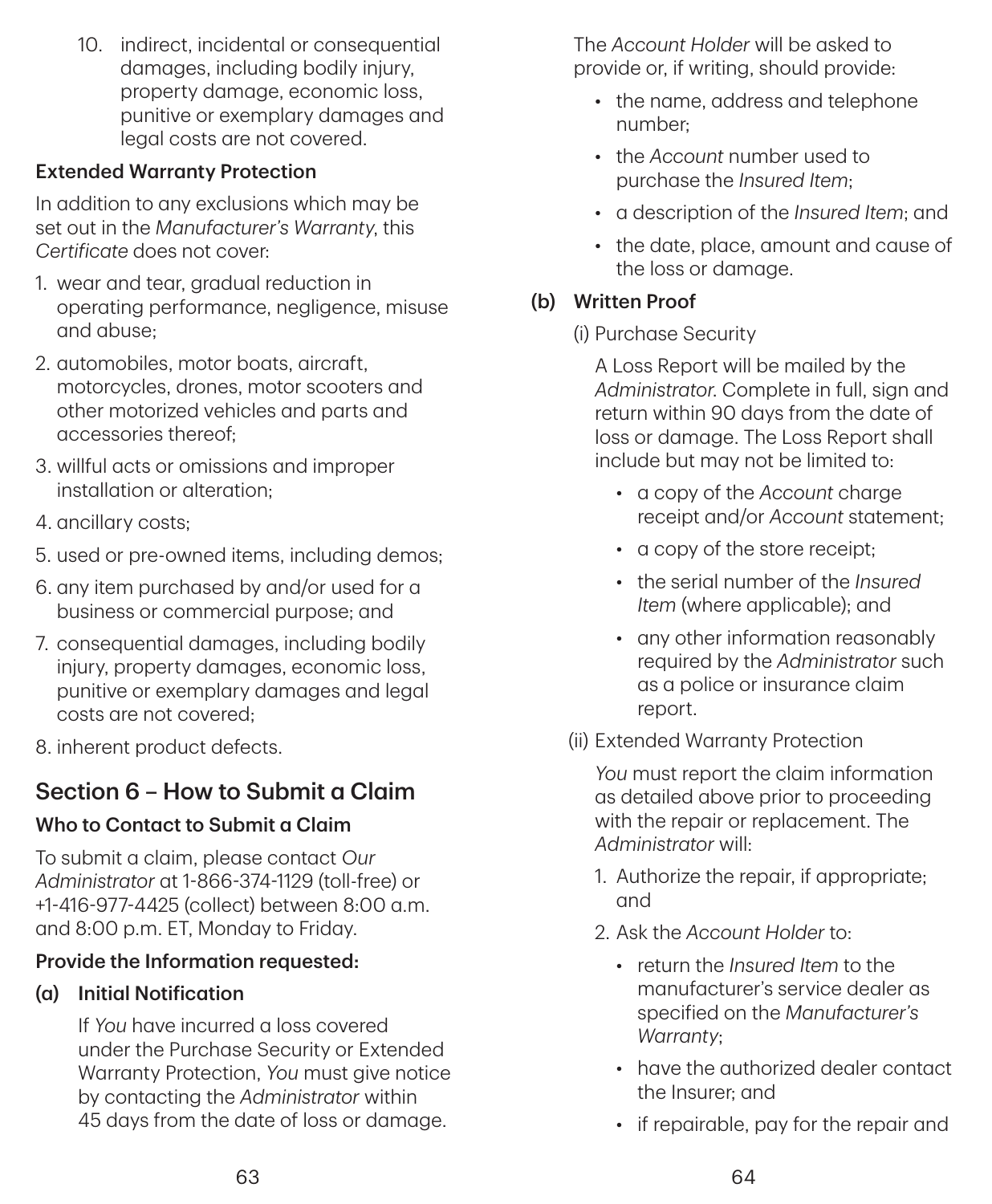10. indirect, incidental or consequential damages, including bodily injury, property damage, economic loss, punitive or exemplary damages and legal costs are not covered.

**Extended Warranty Protection**

In addition to any exclusions which may be set out in the *Manufacturer's Warranty*, this *Certificate* does not cover:

1. wear and tear, gradual reduction in operating performance, negligence, misuse and abuse;
2. automobiles, motor boats, aircraft, motorcycles, drones, motor scooters and other motorized vehicles and parts and accessories thereof;
3. willful acts or omissions and improper installation or alteration;
4. ancillary costs;
5. used or pre-owned items, including demos;
6. any item purchased by and/or used for a business or commercial purpose; and
7. consequential damages, including bodily injury, property damages, economic loss, punitive or exemplary damages and legal costs are not covered;
8. inherent product defects.

## Section 6 – How to Submit a Claim

**Who to Contact to Submit a Claim**

To submit a claim, please contact *Our Administrator* at 1-866-374-1129 (toll-free) or +1-416-977-4425 (collect) between 8:00 a.m. and 8:00 p.m. ET, Monday to Friday.

**Provide the Information requested:**

**(a) Initial Notification**

If *You* have incurred a loss covered under the Purchase Security or Extended Warranty Protection, *You* must give notice by contacting the *Administrator* within 45 days from the date of loss or damage.

The *Account Holder* will be asked to provide or, if writing, should provide:

- the name, address and telephone number;
- the *Account* number used to purchase the *Insured Item*;
- a description of the *Insured Item*; and
- the date, place, amount and cause of the loss or damage.

**(b) Written Proof**

(i) Purchase Security

A Loss Report will be mailed by the *Administrator*. Complete in full, sign and return within 90 days from the date of loss or damage. The Loss Report shall include but may not be limited to:

- a copy of the *Account* charge receipt and/or *Account* statement;
- a copy of the store receipt;
- the serial number of the *Insured Item* (where applicable); and
- any other information reasonably required by the *Administrator* such as a police or insurance claim report.

(ii) Extended Warranty Protection

*You* must report the claim information as detailed above prior to proceeding with the repair or replacement. The *Administrator* will:

1. Authorize the repair, if appropriate; and
2. Ask the *Account Holder* to:
   - return the *Insured Item* to the manufacturer's service dealer as specified on the *Manufacturer's Warranty*;
   - have the authorized dealer contact the Insurer; and
   - if repairable, pay for the repair and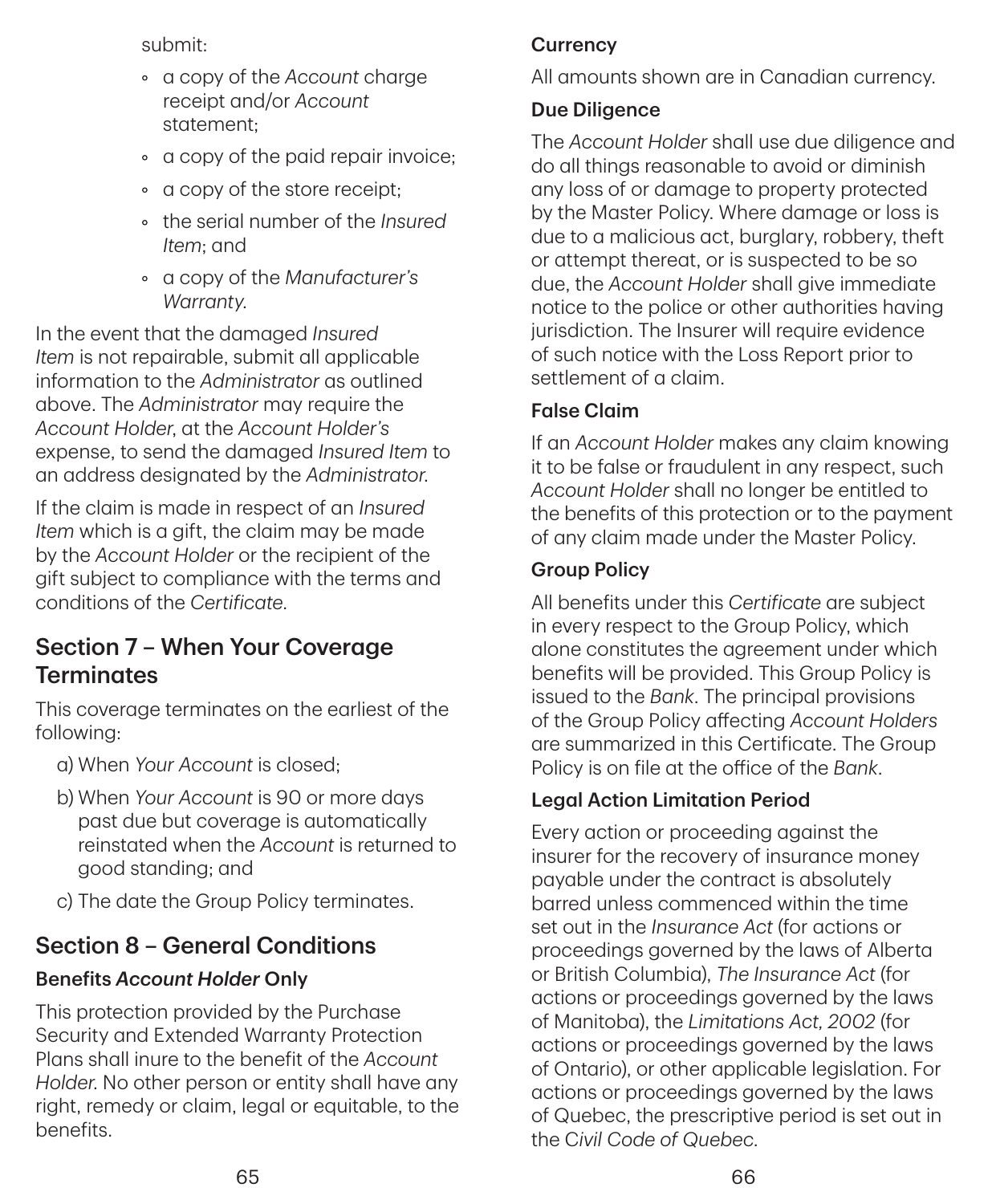submit:

- a copy of the *Account* charge receipt and/or *Account* statement;
- a copy of the paid repair invoice;
- a copy of the store receipt;
- the serial number of the *Insured Item*; and
- a copy of the *Manufacturer's Warranty*.

In the event that the damaged *Insured Item* is not repairable, submit all applicable information to the *Administrator* as outlined above. The *Administrator* may require the *Account Holder*, at the *Account Holder's* expense, to send the damaged *Insured Item* to an address designated by the *Administrator*.

If the claim is made in respect of an *Insured Item* which is a gift, the claim may be made by the *Account Holder* or the recipient of the gift subject to compliance with the terms and conditions of the *Certificate*.

## Section 7 – When Your Coverage Terminates

This coverage terminates on the earliest of the following:

a) When *Your Account* is closed;

b) When *Your Account* is 90 or more days past due but coverage is automatically reinstated when the *Account* is returned to good standing; and

c) The date the Group Policy terminates.

## Section 8 – General Conditions

### Benefits *Account Holder* Only

This protection provided by the Purchase Security and Extended Warranty Protection Plans shall inure to the benefit of the *Account Holder*. No other person or entity shall have any right, remedy or claim, legal or equitable, to the benefits.

### Currency

All amounts shown are in Canadian currency.

### Due Diligence

The *Account Holder* shall use due diligence and do all things reasonable to avoid or diminish any loss of or damage to property protected by the Master Policy. Where damage or loss is due to a malicious act, burglary, robbery, theft or attempt thereat, or is suspected to be so due, the *Account Holder* shall give immediate notice to the police or other authorities having jurisdiction. The Insurer will require evidence of such notice with the Loss Report prior to settlement of a claim.

### False Claim

If an *Account Holder* makes any claim knowing it to be false or fraudulent in any respect, such *Account Holder* shall no longer be entitled to the benefits of this protection or to the payment of any claim made under the Master Policy.

### Group Policy

All benefits under this *Certificate* are subject in every respect to the Group Policy, which alone constitutes the agreement under which benefits will be provided. This Group Policy is issued to the *Bank*. The principal provisions of the Group Policy affecting *Account Holders* are summarized in this Certificate. The Group Policy is on file at the office of the *Bank*.

### Legal Action Limitation Period

Every action or proceeding against the insurer for the recovery of insurance money payable under the contract is absolutely barred unless commenced within the time set out in the *Insurance Act* (for actions or proceedings governed by the laws of Alberta or British Columbia), *The Insurance Act* (for actions or proceedings governed by the laws of Manitoba), the *Limitations Act, 2002* (for actions or proceedings governed by the laws of Ontario), or other applicable legislation. For actions or proceedings governed by the laws of Quebec, the prescriptive period is set out in the *Civil Code of Quebec*.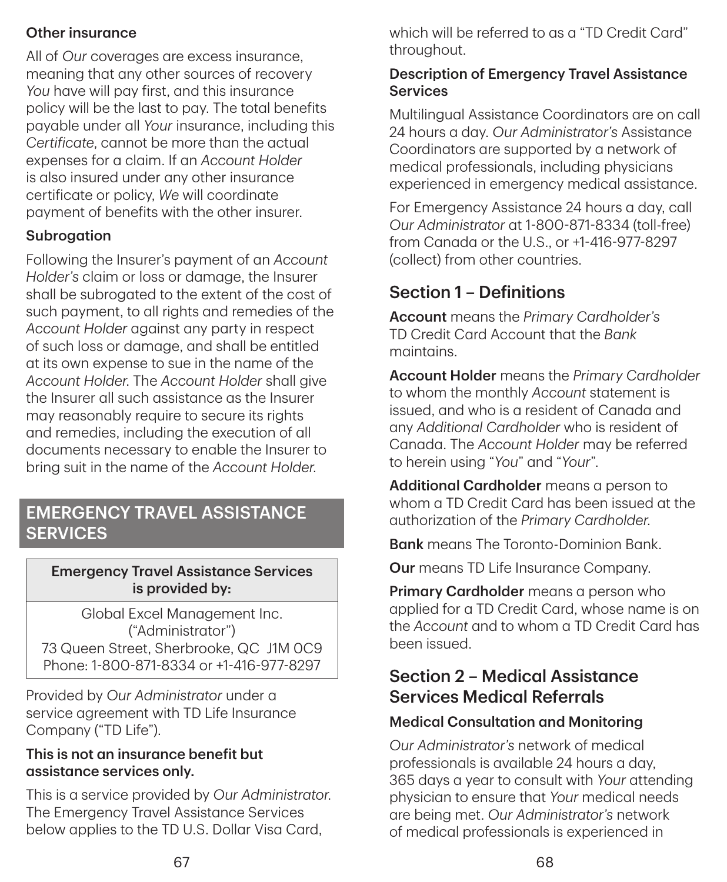### Other insurance

All of *Our* coverages are excess insurance, meaning that any other sources of recovery *You* have will pay first, and this insurance policy will be the last to pay. The total benefits payable under all *Your* insurance, including this *Certificate*, cannot be more than the actual expenses for a claim. If an *Account Holder* is also insured under any other insurance certificate or policy, *We* will coordinate payment of benefits with the other insurer.

### Subrogation

Following the Insurer's payment of an *Account Holder's* claim or loss or damage, the Insurer shall be subrogated to the extent of the cost of such payment, to all rights and remedies of the *Account Holder* against any party in respect of such loss or damage, and shall be entitled at its own expense to sue in the name of the *Account Holder*. The *Account Holder* shall give the Insurer all such assistance as the Insurer may reasonably require to secure its rights and remedies, including the execution of all documents necessary to enable the Insurer to bring suit in the name of the *Account Holder*.

## EMERGENCY TRAVEL ASSISTANCE SERVICES

| Emergency Travel Assistance Services is provided by: |
| --- |
| Global Excel Management Inc. ("Administrator") 73 Queen Street, Sherbrooke, QC J1M 0C9 Phone: 1-800-871-8334 or +1-416-977-8297 |

Provided by *Our Administrator* under a service agreement with TD Life Insurance Company ("TD Life").

**This is not an insurance benefit but assistance services only.**

This is a service provided by *Our Administrator*. The Emergency Travel Assistance Services below applies to the TD U.S. Dollar Visa Card, which will be referred to as a "TD Credit Card" throughout.

### Description of Emergency Travel Assistance Services

Multilingual Assistance Coordinators are on call 24 hours a day. *Our Administrator's* Assistance Coordinators are supported by a network of medical professionals, including physicians experienced in emergency medical assistance.

For Emergency Assistance 24 hours a day, call *Our Administrator* at 1-800-871-8334 (toll-free) from Canada or the U.S., or +1-416-977-8297 (collect) from other countries.

## Section 1 – Definitions

**Account** means the *Primary Cardholder's* TD Credit Card Account that the *Bank* maintains.

**Account Holder** means the *Primary Cardholder* to whom the monthly *Account* statement is issued, and who is a resident of Canada and any *Additional Cardholder* who is resident of Canada. The *Account Holder* may be referred to herein using "*You*" and "*Your*".

**Additional Cardholder** means a person to whom a TD Credit Card has been issued at the authorization of the *Primary Cardholder*.

**Bank** means The Toronto-Dominion Bank.

**Our** means TD Life Insurance Company.

**Primary Cardholder** means a person who applied for a TD Credit Card, whose name is on the *Account* and to whom a TD Credit Card has been issued.

## Section 2 – Medical Assistance Services Medical Referrals

### Medical Consultation and Monitoring

*Our Administrator's* network of medical professionals is available 24 hours a day, 365 days a year to consult with *Your* attending physician to ensure that *Your* medical needs are being met. *Our Administrator's* network of medical professionals is experienced in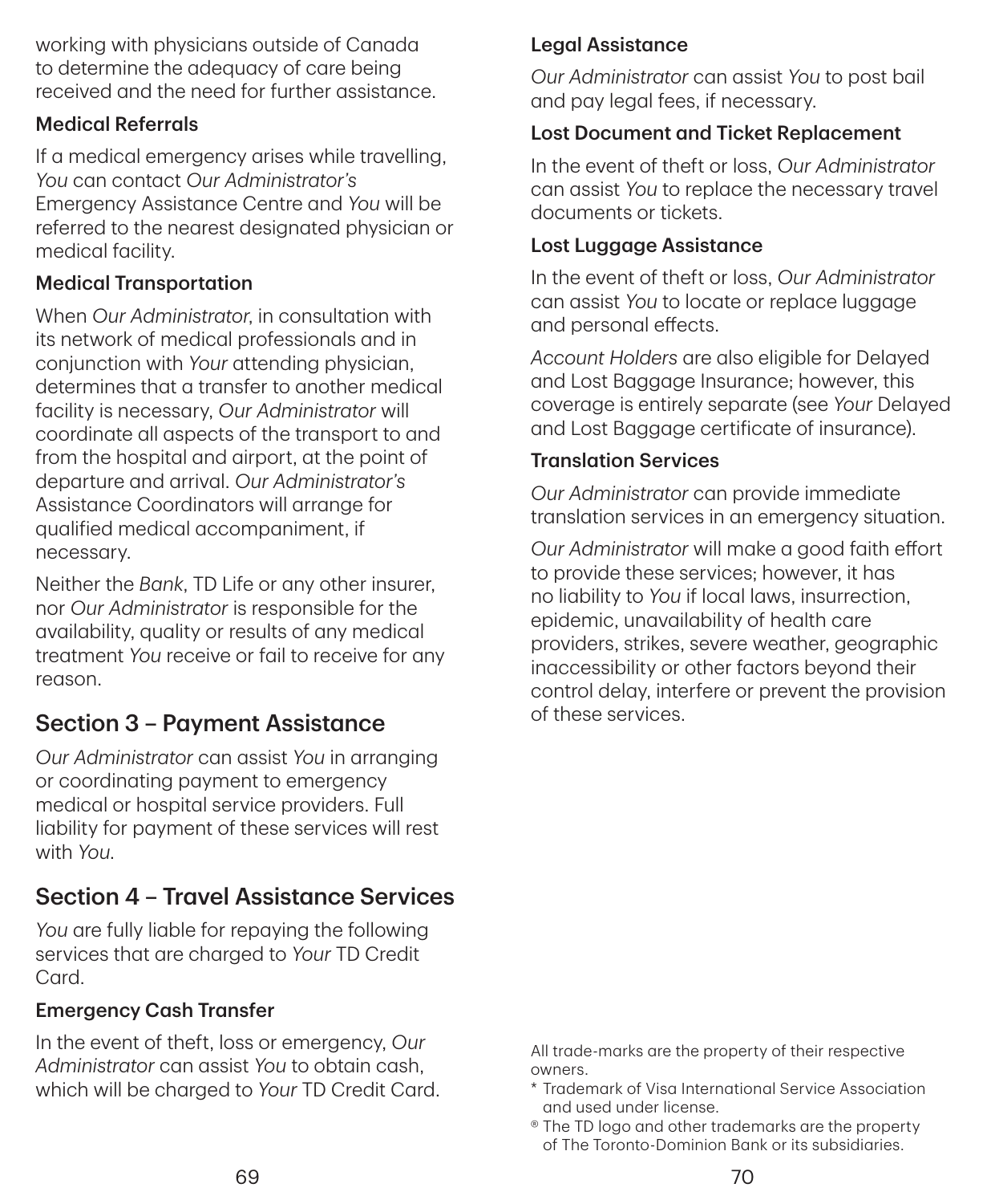working with physicians outside of Canada to determine the adequacy of care being received and the need for further assistance.

### Medical Referrals

If a medical emergency arises while travelling, *You* can contact *Our Administrator's* Emergency Assistance Centre and *You* will be referred to the nearest designated physician or medical facility.

### Medical Transportation

When *Our Administrator*, in consultation with its network of medical professionals and in conjunction with *Your* attending physician, determines that a transfer to another medical facility is necessary, *Our Administrator* will coordinate all aspects of the transport to and from the hospital and airport, at the point of departure and arrival. *Our Administrator's* Assistance Coordinators will arrange for qualified medical accompaniment, if necessary.

Neither the *Bank*, TD Life or any other insurer, nor *Our Administrator* is responsible for the availability, quality or results of any medical treatment *You* receive or fail to receive for any reason.

## Section 3 – Payment Assistance

*Our Administrator* can assist *You* in arranging or coordinating payment to emergency medical or hospital service providers. Full liability for payment of these services will rest with *You*.

## Section 4 – Travel Assistance Services

*You* are fully liable for repaying the following services that are charged to *Your* TD Credit Card.

### Emergency Cash Transfer

In the event of theft, loss or emergency, *Our Administrator* can assist *You* to obtain cash, which will be charged to *Your* TD Credit Card.

### Legal Assistance

*Our Administrator* can assist *You* to post bail and pay legal fees, if necessary.

### Lost Document and Ticket Replacement

In the event of theft or loss, *Our Administrator* can assist *You* to replace the necessary travel documents or tickets.

### Lost Luggage Assistance

In the event of theft or loss, *Our Administrator* can assist *You* to locate or replace luggage and personal effects.

*Account Holders* are also eligible for Delayed and Lost Baggage Insurance; however, this coverage is entirely separate (see *Your* Delayed and Lost Baggage certificate of insurance).

### Translation Services

*Our Administrator* can provide immediate translation services in an emergency situation.

*Our Administrator* will make a good faith effort to provide these services; however, it has no liability to *You* if local laws, insurrection, epidemic, unavailability of health care providers, strikes, severe weather, geographic inaccessibility or other factors beyond their control delay, interfere or prevent the provision of these services.

All trade-marks are the property of their respective owners.

\* Trademark of Visa International Service Association and used under license.

® The TD logo and other trademarks are the property of The Toronto-Dominion Bank or its subsidiaries.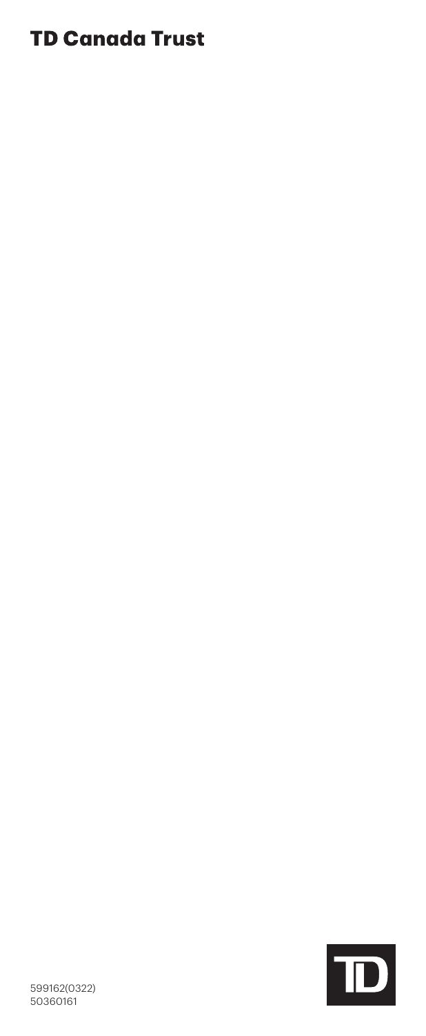# TD Canada Trust

599162(0322)
50360161